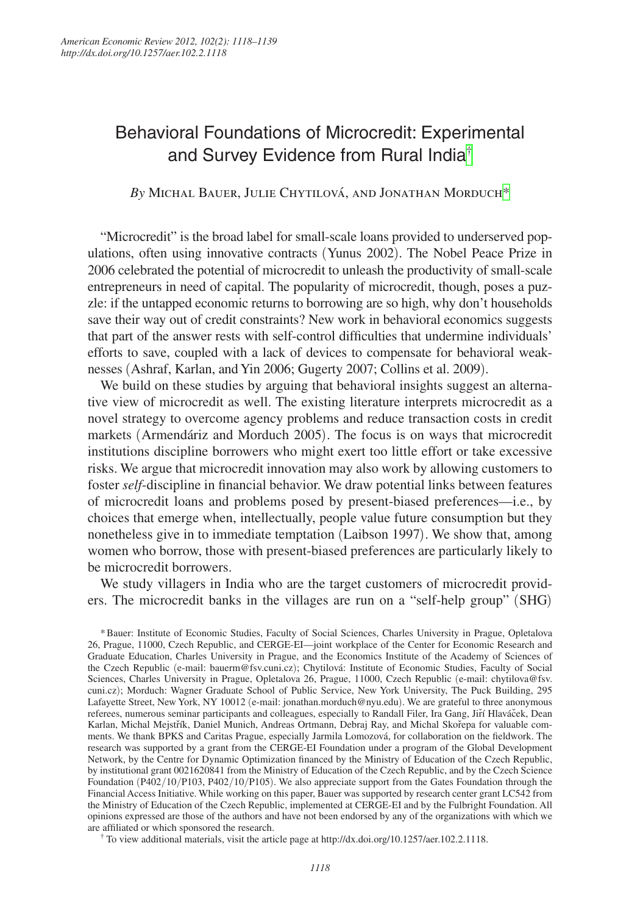# Behavioral Foundations of Microcredit: Experimental and Survey Evidence from Rural India[†]

*By* Michal Bauer, Julie Chytilová, and Jonathan Morduch[*]

"Microcredit" is the broad label for small-scale loans provided to underserved populations, often using innovative contracts (Yunus 2002). The Nobel Peace Prize in 2006 celebrated the potential of microcredit to unleash the productivity of small-scale entrepreneurs in need of capital. The popularity of microcredit, though, poses a puzzle: if the untapped economic returns to borrowing are so high, why don't households save their way out of credit constraints? New work in behavioral economics suggests that part of the answer rests with self-control difficulties that undermine individuals' efforts to save, coupled with a lack of devices to compensate for behavioral weaknesses (Ashraf, Karlan, and Yin 2006; Gugerty 2007; Collins et al. 2009).

We build on these studies by arguing that behavioral insights suggest an alternative view of microcredit as well. The existing literature interprets microcredit as a novel strategy to overcome agency problems and reduce transaction costs in credit markets (Armendáriz and Morduch 2005). The focus is on ways that microcredit institutions discipline borrowers who might exert too little effort or take excessive risks. We argue that microcredit innovation may also work by allowing customers to foster *self*-discipline in financial behavior. We draw potential links between features of microcredit loans and problems posed by present-biased preferences—i.e., by choices that emerge when, intellectually, people value future consumption but they nonetheless give in to immediate temptation (Laibson 1997). We show that, among women who borrow, those with present-biased preferences are particularly likely to be microcredit borrowers.

We study villagers in India who are the target customers of microcredit providers. The microcredit banks in the villages are run on a "self-help group" (SHG)

[*] Bauer: Institute of Economic Studies, Faculty of Social Sciences, Charles University in Prague, Opletalova 26, Prague, 11000, Czech Republic, and CERGE-EI—joint workplace of the Center for Economic Research and Graduate Education, Charles University in Prague, and the Economics Institute of the Academy of Sciences of the Czech Republic (e-mail: bauerm@fsv.cuni.cz); Chytilová: Institute of Economic Studies, Faculty of Social Sciences, Charles University in Prague, Opletalova 26, Prague, 11000, Czech Republic (e-mail: chytilova@fsv.cuni.cz); Morduch: Wagner Graduate School of Public Service, New York University, The Puck Building, 295 Lafayette Street, New York, NY 10012 (e-mail: jonathan.morduch@nyu.edu). We are grateful to three anonymous referees, numerous seminar participants and colleagues, especially to Randall Filer, Ira Gang, Jiří Hlaváček, Dean Karlan, Michal Mejstřík, Daniel Munich, Andreas Ortmann, Debraj Ray, and Michal Skořepa for valuable comments. We thank BPKS and Caritas Prague, especially Jarmila Lomozová, for collaboration on the fieldwork. The research was supported by a grant from the CERGE-EI Foundation under a program of the Global Development Network, by the Centre for Dynamic Optimization financed by the Ministry of Education of the Czech Republic, by institutional grant 0021620841 from the Ministry of Education of the Czech Republic, and by the Czech Science Foundation (P402/10/P103, P402/10/P105). We also appreciate support from the Gates Foundation through the Financial Access Initiative. While working on this paper, Bauer was supported by research center grant LC542 from the Ministry of Education of the Czech Republic, implemented at CERGE-EI and by the Fulbright Foundation. All opinions expressed are those of the authors and have not been endorsed by any of the organizations with which we are affiliated or which sponsored the research.

[†] To view additional materials, visit the article page at http://dx.doi.org/10.1257/aer.102.2.1118.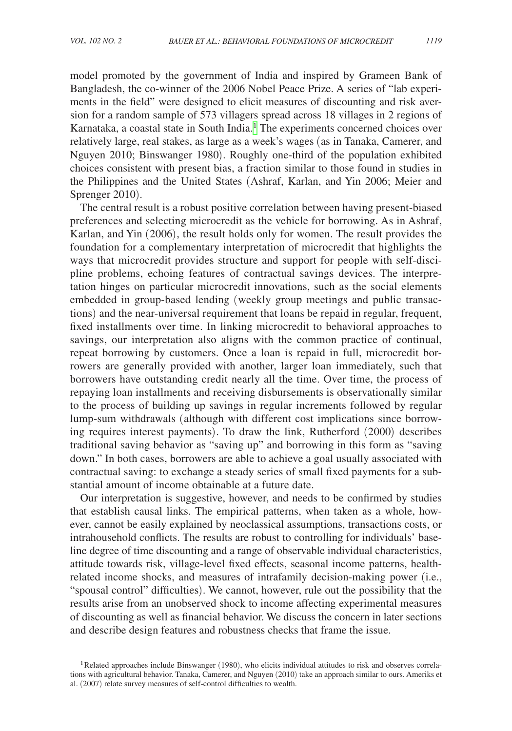model promoted by the government of India and inspired by Grameen Bank of Bangladesh, the co-winner of the 2006 Nobel Peace Prize. A series of "lab experiments in the field" were designed to elicit measures of discounting and risk aversion for a random sample of 573 villagers spread across 18 villages in 2 regions of Karnataka, a coastal state in South India.[1] The experiments concerned choices over relatively large, real stakes, as large as a week's wages (as in Tanaka, Camerer, and Nguyen 2010; Binswanger 1980). Roughly one-third of the population exhibited choices consistent with present bias, a fraction similar to those found in studies in the Philippines and the United States (Ashraf, Karlan, and Yin 2006; Meier and Sprenger 2010).

The central result is a robust positive correlation between having present-biased preferences and selecting microcredit as the vehicle for borrowing. As in Ashraf, Karlan, and Yin (2006), the result holds only for women. The result provides the foundation for a complementary interpretation of microcredit that highlights the ways that microcredit provides structure and support for people with self-discipline problems, echoing features of contractual savings devices. The interpretation hinges on particular microcredit innovations, such as the social elements embedded in group-based lending (weekly group meetings and public transactions) and the near-universal requirement that loans be repaid in regular, frequent, fixed installments over time. In linking microcredit to behavioral approaches to savings, our interpretation also aligns with the common practice of continual, repeat borrowing by customers. Once a loan is repaid in full, microcredit borrowers are generally provided with another, larger loan immediately, such that borrowers have outstanding credit nearly all the time. Over time, the process of repaying loan installments and receiving disbursements is observationally similar to the process of building up savings in regular increments followed by regular lump-sum withdrawals (although with different cost implications since borrowing requires interest payments). To draw the link, Rutherford (2000) describes traditional saving behavior as "saving up" and borrowing in this form as "saving down." In both cases, borrowers are able to achieve a goal usually associated with contractual saving: to exchange a steady series of small fixed payments for a substantial amount of income obtainable at a future date.

Our interpretation is suggestive, however, and needs to be confirmed by studies that establish causal links. The empirical patterns, when taken as a whole, however, cannot be easily explained by neoclassical assumptions, transactions costs, or intrahousehold conflicts. The results are robust to controlling for individuals' baseline degree of time discounting and a range of observable individual characteristics, attitude towards risk, village-level fixed effects, seasonal income patterns, health-related income shocks, and measures of intrafamily decision-making power (i.e., "spousal control" difficulties). We cannot, however, rule out the possibility that the results arise from an unobserved shock to income affecting experimental measures of discounting as well as financial behavior. We discuss the concern in later sections and describe design features and robustness checks that frame the issue.

[1] Related approaches include Binswanger (1980), who elicits individual attitudes to risk and observes correlations with agricultural behavior. Tanaka, Camerer, and Nguyen (2010) take an approach similar to ours. Ameriks et al. (2007) relate survey measures of self-control difficulties to wealth.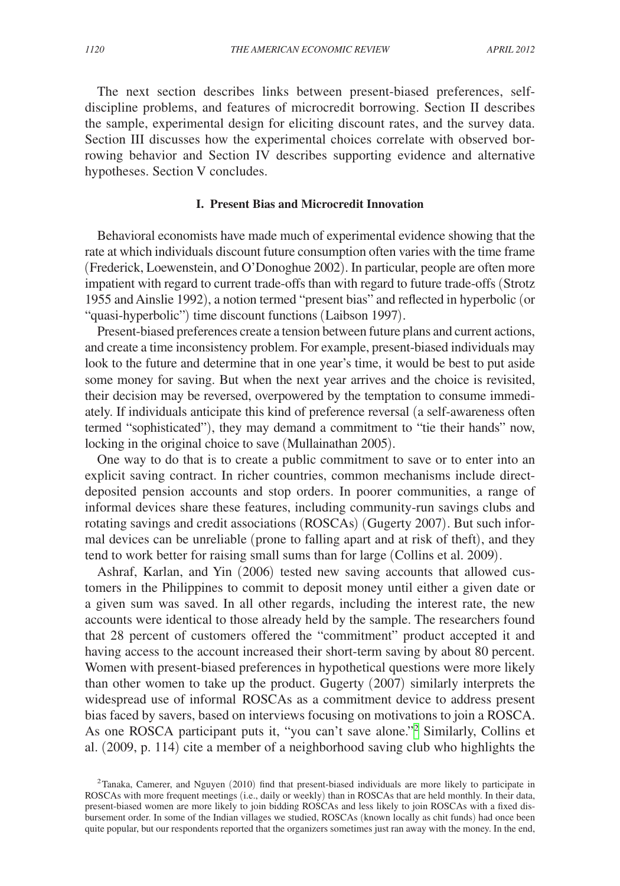The next section describes links between present-biased preferences, self-discipline problems, and features of microcredit borrowing. Section II describes the sample, experimental design for eliciting discount rates, and the survey data. Section III discusses how the experimental choices correlate with observed borrowing behavior and Section IV describes supporting evidence and alternative hypotheses. Section V concludes.

## I. Present Bias and Microcredit Innovation

Behavioral economists have made much of experimental evidence showing that the rate at which individuals discount future consumption often varies with the time frame (Frederick, Loewenstein, and O'Donoghue 2002). In particular, people are often more impatient with regard to current trade-offs than with regard to future trade-offs (Strotz 1955 and Ainslie 1992), a notion termed "present bias" and reflected in hyperbolic (or "quasi-hyperbolic") time discount functions (Laibson 1997).

Present-biased preferences create a tension between future plans and current actions, and create a time inconsistency problem. For example, present-biased individuals may look to the future and determine that in one year's time, it would be best to put aside some money for saving. But when the next year arrives and the choice is revisited, their decision may be reversed, overpowered by the temptation to consume immediately. If individuals anticipate this kind of preference reversal (a self-awareness often termed "sophisticated"), they may demand a commitment to "tie their hands" now, locking in the original choice to save (Mullainathan 2005).

One way to do that is to create a public commitment to save or to enter into an explicit saving contract. In richer countries, common mechanisms include direct-deposited pension accounts and stop orders. In poorer communities, a range of informal devices share these features, including community-run savings clubs and rotating savings and credit associations (ROSCAs) (Gugerty 2007). But such informal devices can be unreliable (prone to falling apart and at risk of theft), and they tend to work better for raising small sums than for large (Collins et al. 2009).

Ashraf, Karlan, and Yin (2006) tested new saving accounts that allowed customers in the Philippines to commit to deposit money until either a given date or a given sum was saved. In all other regards, including the interest rate, the new accounts were identical to those already held by the sample. The researchers found that 28 percent of customers offered the "commitment" product accepted it and having access to the account increased their short-term saving by about 80 percent. Women with present-biased preferences in hypothetical questions were more likely than other women to take up the product. Gugerty (2007) similarly interprets the widespread use of informal ROSCAs as a commitment device to address present bias faced by savers, based on interviews focusing on motivations to join a ROSCA. As one ROSCA participant puts it, "you can't save alone."[2] Similarly, Collins et al. (2009, p. 114) cite a member of a neighborhood saving club who highlights the

[2] Tanaka, Camerer, and Nguyen (2010) find that present-biased individuals are more likely to participate in ROSCAs with more frequent meetings (i.e., daily or weekly) than in ROSCAs that are held monthly. In their data, present-biased women are more likely to join bidding ROSCAs and less likely to join ROSCAs with a fixed disbursement order. In some of the Indian villages we studied, ROSCAs (known locally as chit funds) had once been quite popular, but our respondents reported that the organizers sometimes just ran away with the money. In the end,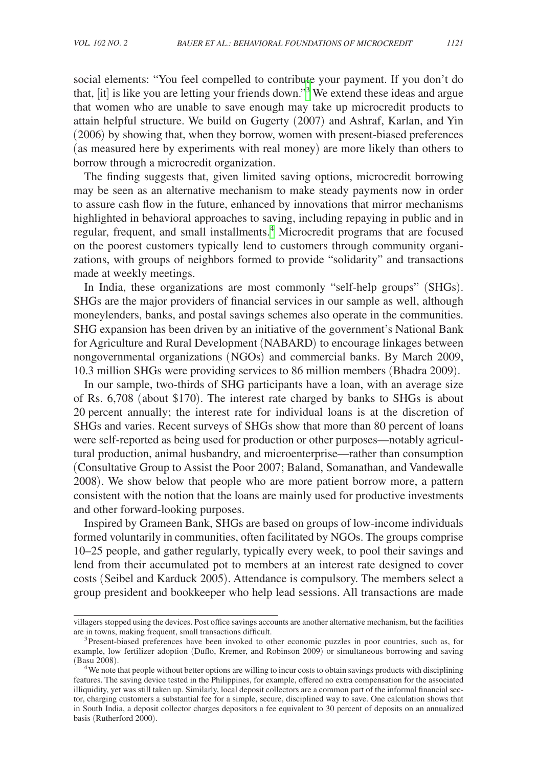social elements: "You feel compelled to contribute your payment. If you don't do that, [it] is like you are letting your friends down."[3] We extend these ideas and argue that women who are unable to save enough may take up microcredit products to attain helpful structure. We build on Gugerty (2007) and Ashraf, Karlan, and Yin (2006) by showing that, when they borrow, women with present-biased preferences (as measured here by experiments with real money) are more likely than others to borrow through a microcredit organization.

The finding suggests that, given limited saving options, microcredit borrowing may be seen as an alternative mechanism to make steady payments now in order to assure cash flow in the future, enhanced by innovations that mirror mechanisms highlighted in behavioral approaches to saving, including repaying in public and in regular, frequent, and small installments.[4] Microcredit programs that are focused on the poorest customers typically lend to customers through community organizations, with groups of neighbors formed to provide "solidarity" and transactions made at weekly meetings.

In India, these organizations are most commonly "self-help groups" (SHGs). SHGs are the major providers of financial services in our sample as well, although moneylenders, banks, and postal savings schemes also operate in the communities. SHG expansion has been driven by an initiative of the government's National Bank for Agriculture and Rural Development (NABARD) to encourage linkages between nongovernmental organizations (NGOs) and commercial banks. By March 2009, 10.3 million SHGs were providing services to 86 million members (Bhadra 2009).

In our sample, two-thirds of SHG participants have a loan, with an average size of Rs. 6,708 (about \$170). The interest rate charged by banks to SHGs is about 20 percent annually; the interest rate for individual loans is at the discretion of SHGs and varies. Recent surveys of SHGs show that more than 80 percent of loans were self-reported as being used for production or other purposes—notably agricultural production, animal husbandry, and microenterprise—rather than consumption (Consultative Group to Assist the Poor 2007; Baland, Somanathan, and Vandewalle 2008). We show below that people who are more patient borrow more, a pattern consistent with the notion that the loans are mainly used for productive investments and other forward-looking purposes.

Inspired by Grameen Bank, SHGs are based on groups of low-income individuals formed voluntarily in communities, often facilitated by NGOs. The groups comprise 10–25 people, and gather regularly, typically every week, to pool their savings and lend from their accumulated pot to members at an interest rate designed to cover costs (Seibel and Karduck 2005). Attendance is compulsory. The members select a group president and bookkeeper who help lead sessions. All transactions are made

villagers stopped using the devices. Post office savings accounts are another alternative mechanism, but the facilities are in towns, making frequent, small transactions difficult.

[3] Present-biased preferences have been invoked to other economic puzzles in poor countries, such as, for example, low fertilizer adoption (Duflo, Kremer, and Robinson 2009) or simultaneous borrowing and saving (Basu 2008).

[4] We note that people without better options are willing to incur costs to obtain savings products with disciplining features. The saving device tested in the Philippines, for example, offered no extra compensation for the associated illiquidity, yet was still taken up. Similarly, local deposit collectors are a common part of the informal financial sector, charging customers a substantial fee for a simple, secure, disciplined way to save. One calculation shows that in South India, a deposit collector charges depositors a fee equivalent to 30 percent of deposits on an annualized basis (Rutherford 2000).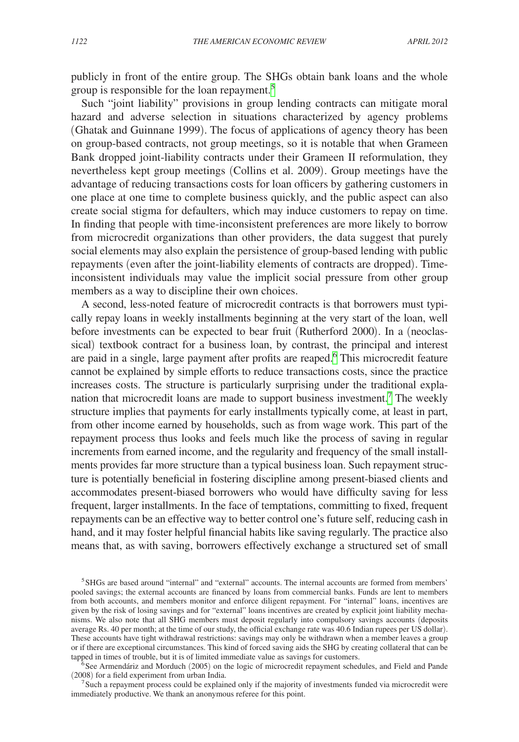publicly in front of the entire group. The SHGs obtain bank loans and the whole group is responsible for the loan repayment.[5]

Such "joint liability" provisions in group lending contracts can mitigate moral hazard and adverse selection in situations characterized by agency problems (Ghatak and Guinnane 1999). The focus of applications of agency theory has been on group-based contracts, not group meetings, so it is notable that when Grameen Bank dropped joint-liability contracts under their Grameen II reformulation, they nevertheless kept group meetings (Collins et al. 2009). Group meetings have the advantage of reducing transactions costs for loan officers by gathering customers in one place at one time to complete business quickly, and the public aspect can also create social stigma for defaulters, which may induce customers to repay on time. In finding that people with time-inconsistent preferences are more likely to borrow from microcredit organizations than other providers, the data suggest that purely social elements may also explain the persistence of group-based lending with public repayments (even after the joint-liability elements of contracts are dropped). Time-inconsistent individuals may value the implicit social pressure from other group members as a way to discipline their own choices.

A second, less-noted feature of microcredit contracts is that borrowers must typically repay loans in weekly installments beginning at the very start of the loan, well before investments can be expected to bear fruit (Rutherford 2000). In a (neoclassical) textbook contract for a business loan, by contrast, the principal and interest are paid in a single, large payment after profits are reaped.[6] This microcredit feature cannot be explained by simple efforts to reduce transactions costs, since the practice increases costs. The structure is particularly surprising under the traditional explanation that microcredit loans are made to support business investment.[7] The weekly structure implies that payments for early installments typically come, at least in part, from other income earned by households, such as from wage work. This part of the repayment process thus looks and feels much like the process of saving in regular increments from earned income, and the regularity and frequency of the small installments provides far more structure than a typical business loan. Such repayment structure is potentially beneficial in fostering discipline among present-biased clients and accommodates present-biased borrowers who would have difficulty saving for less frequent, larger installments. In the face of temptations, committing to fixed, frequent repayments can be an effective way to better control one's future self, reducing cash in hand, and it may foster helpful financial habits like saving regularly. The practice also means that, as with saving, borrowers effectively exchange a structured set of small

[5] SHGs are based around "internal" and "external" accounts. The internal accounts are formed from members' pooled savings; the external accounts are financed by loans from commercial banks. Funds are lent to members from both accounts, and members monitor and enforce diligent repayment. For "internal" loans, incentives are given by the risk of losing savings and for "external" loans incentives are created by explicit joint liability mechanisms. We also note that all SHG members must deposit regularly into compulsory savings accounts (deposits average Rs. 40 per month; at the time of our study, the official exchange rate was 40.6 Indian rupees per US dollar). These accounts have tight withdrawal restrictions: savings may only be withdrawn when a member leaves a group or if there are exceptional circumstances. This kind of forced saving aids the SHG by creating collateral that can be tapped in times of trouble, but it is of limited immediate value as savings for customers.

[6] See Armendáriz and Morduch (2005) on the logic of microcredit repayment schedules, and Field and Pande (2008) for a field experiment from urban India.

[7] Such a repayment process could be explained only if the majority of investments funded via microcredit were immediately productive. We thank an anonymous referee for this point.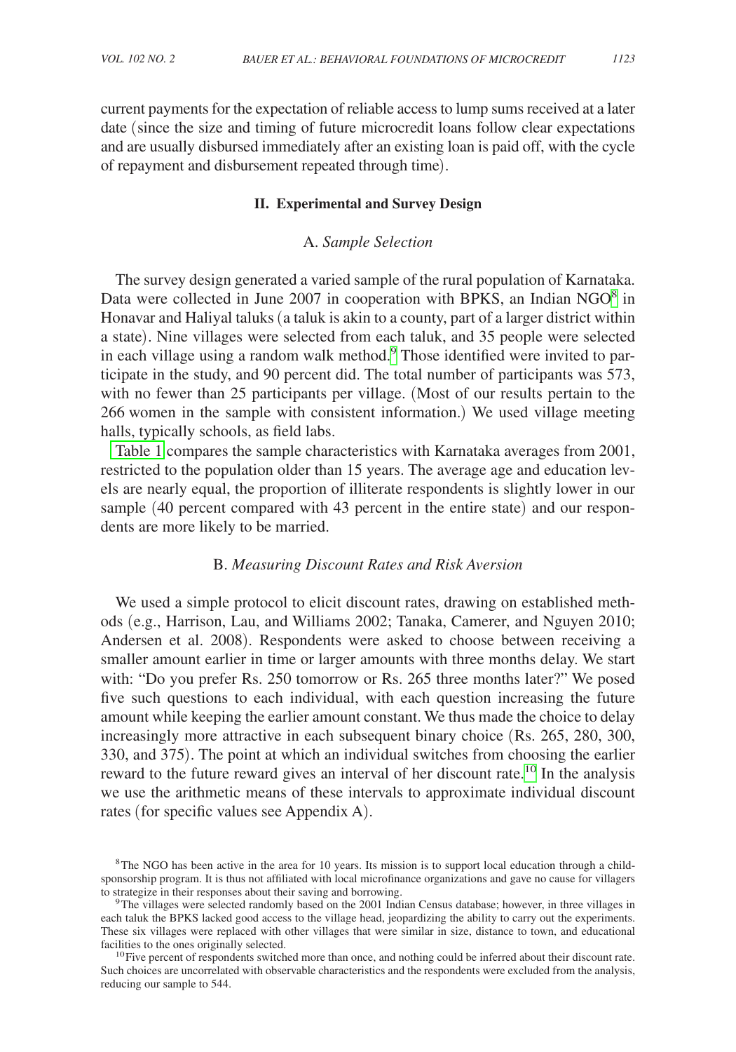current payments for the expectation of reliable access to lump sums received at a later date (since the size and timing of future microcredit loans follow clear expectations and are usually disbursed immediately after an existing loan is paid off, with the cycle of repayment and disbursement repeated through time).

## II. Experimental and Survey Design

### A. *Sample Selection*

The survey design generated a varied sample of the rural population of Karnataka. Data were collected in June 2007 in cooperation with BPKS, an Indian NGO[8] in Honavar and Haliyal taluks (a taluk is akin to a county, part of a larger district within a state). Nine villages were selected from each taluk, and 35 people were selected in each village using a random walk method.[9] Those identified were invited to participate in the study, and 90 percent did. The total number of participants was 573, with no fewer than 25 participants per village. (Most of our results pertain to the 266 women in the sample with consistent information.) We used village meeting halls, typically schools, as field labs.

Table 1 compares the sample characteristics with Karnataka averages from 2001, restricted to the population older than 15 years. The average age and education levels are nearly equal, the proportion of illiterate respondents is slightly lower in our sample (40 percent compared with 43 percent in the entire state) and our respondents are more likely to be married.

### B. *Measuring Discount Rates and Risk Aversion*

We used a simple protocol to elicit discount rates, drawing on established methods (e.g., Harrison, Lau, and Williams 2002; Tanaka, Camerer, and Nguyen 2010; Andersen et al. 2008). Respondents were asked to choose between receiving a smaller amount earlier in time or larger amounts with three months delay. We start with: "Do you prefer Rs. 250 tomorrow or Rs. 265 three months later?" We posed five such questions to each individual, with each question increasing the future amount while keeping the earlier amount constant. We thus made the choice to delay increasingly more attractive in each subsequent binary choice (Rs. 265, 280, 300, 330, and 375). The point at which an individual switches from choosing the earlier reward to the future reward gives an interval of her discount rate.[10] In the analysis we use the arithmetic means of these intervals to approximate individual discount rates (for specific values see Appendix A).

[8] The NGO has been active in the area for 10 years. Its mission is to support local education through a child-sponsorship program. It is thus not affiliated with local microfinance organizations and gave no cause for villagers to strategize in their responses about their saving and borrowing.

[9] The villages were selected randomly based on the 2001 Indian Census database; however, in three villages in each taluk the BPKS lacked good access to the village head, jeopardizing the ability to carry out the experiments. These six villages were replaced with other villages that were similar in size, distance to town, and educational facilities to the ones originally selected.

[10] Five percent of respondents switched more than once, and nothing could be inferred about their discount rate. Such choices are uncorrelated with observable characteristics and the respondents were excluded from the analysis, reducing our sample to 544.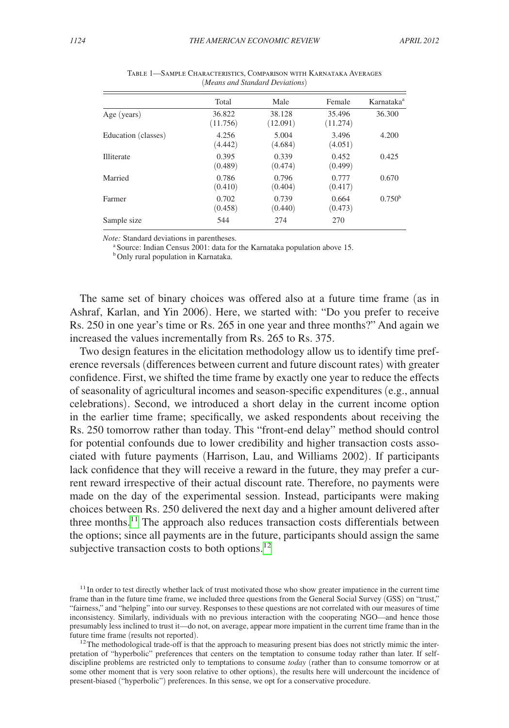Table 1—Sample Characteristics, Comparison with Karnataka Averages
(*Means and Standard Deviations*)

| | Total | Male | Female | Karnataka[a] |
|---|---|---|---|---|
| Age (years) | 36.822 | 38.128 | 35.496 | 36.300 |
| | (11.756) | (12.091) | (11.274) | |
| Education (classes) | 4.256 | 5.004 | 3.496 | 4.200 |
| | (4.442) | (4.684) | (4.051) | |
| Illiterate | 0.395 | 0.339 | 0.452 | 0.425 |
| | (0.489) | (0.474) | (0.499) | |
| Married | 0.786 | 0.796 | 0.777 | 0.670 |
| | (0.410) | (0.404) | (0.417) | |
| Farmer | 0.702 | 0.739 | 0.664 | 0.750[b] |
| | (0.458) | (0.440) | (0.473) | |
| Sample size | 544 | 274 | 270 | |

*Note:* Standard deviations in parentheses.

[a] Source: Indian Census 2001: data for the Karnataka population above 15.

[b] Only rural population in Karnataka.

The same set of binary choices was offered also at a future time frame (as in Ashraf, Karlan, and Yin 2006). Here, we started with: "Do you prefer to receive Rs. 250 in one year's time or Rs. 265 in one year and three months?" And again we increased the values incrementally from Rs. 265 to Rs. 375.

Two design features in the elicitation methodology allow us to identify time preference reversals (differences between current and future discount rates) with greater confidence. First, we shifted the time frame by exactly one year to reduce the effects of seasonality of agricultural incomes and season-specific expenditures (e.g., annual celebrations). Second, we introduced a short delay in the current income option in the earlier time frame; specifically, we asked respondents about receiving the Rs. 250 tomorrow rather than today. This "front-end delay" method should control for potential confounds due to lower credibility and higher transaction costs associated with future payments (Harrison, Lau, and Williams 2002). If participants lack confidence that they will receive a reward in the future, they may prefer a current reward irrespective of their actual discount rate. Therefore, no payments were made on the day of the experimental session. Instead, participants were making choices between Rs. 250 delivered the next day and a higher amount delivered after three months.[11] The approach also reduces transaction costs differentials between the options; since all payments are in the future, participants should assign the same subjective transaction costs to both options.[12]

[11] In order to test directly whether lack of trust motivated those who show greater impatience in the current time frame than in the future time frame, we included three questions from the General Social Survey (GSS) on "trust," "fairness," and "helping" into our survey. Responses to these questions are not correlated with our measures of time inconsistency. Similarly, individuals with no previous interaction with the cooperating NGO—and hence those presumably less inclined to trust it—do not, on average, appear more impatient in the current time frame than in the future time frame (results not reported).

[12] The methodological trade-off is that the approach to measuring present bias does not strictly mimic the interpretation of "hyperbolic" preferences that centers on the temptation to consume today rather than later. If self-discipline problems are restricted only to temptations to consume *today* (rather than to consume tomorrow or at some other moment that is very soon relative to other options), the results here will undercount the incidence of present-biased ("hyperbolic") preferences. In this sense, we opt for a conservative procedure.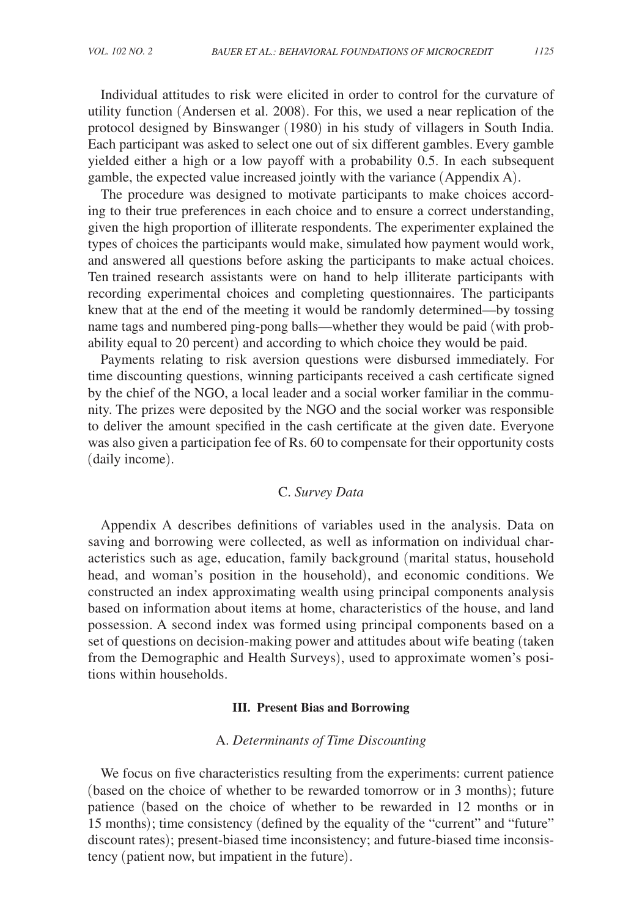Individual attitudes to risk were elicited in order to control for the curvature of utility function (Andersen et al. 2008). For this, we used a near replication of the protocol designed by Binswanger (1980) in his study of villagers in South India. Each participant was asked to select one out of six different gambles. Every gamble yielded either a high or a low payoff with a probability 0.5. In each subsequent gamble, the expected value increased jointly with the variance (Appendix A).

The procedure was designed to motivate participants to make choices according to their true preferences in each choice and to ensure a correct understanding, given the high proportion of illiterate respondents. The experimenter explained the types of choices the participants would make, simulated how payment would work, and answered all questions before asking the participants to make actual choices. Ten trained research assistants were on hand to help illiterate participants with recording experimental choices and completing questionnaires. The participants knew that at the end of the meeting it would be randomly determined—by tossing name tags and numbered ping-pong balls—whether they would be paid (with probability equal to 20 percent) and according to which choice they would be paid.

Payments relating to risk aversion questions were disbursed immediately. For time discounting questions, winning participants received a cash certificate signed by the chief of the NGO, a local leader and a social worker familiar in the community. The prizes were deposited by the NGO and the social worker was responsible to deliver the amount specified in the cash certificate at the given date. Everyone was also given a participation fee of Rs. 60 to compensate for their opportunity costs (daily income).

### C. *Survey Data*

Appendix A describes definitions of variables used in the analysis. Data on saving and borrowing were collected, as well as information on individual characteristics such as age, education, family background (marital status, household head, and woman's position in the household), and economic conditions. We constructed an index approximating wealth using principal components analysis based on information about items at home, characteristics of the house, and land possession. A second index was formed using principal components based on a set of questions on decision-making power and attitudes about wife beating (taken from the Demographic and Health Surveys), used to approximate women's positions within households.

## III. Present Bias and Borrowing

### A. *Determinants of Time Discounting*

We focus on five characteristics resulting from the experiments: current patience (based on the choice of whether to be rewarded tomorrow or in 3 months); future patience (based on the choice of whether to be rewarded in 12 months or in 15 months); time consistency (defined by the equality of the "current" and "future" discount rates); present-biased time inconsistency; and future-biased time inconsistency (patient now, but impatient in the future).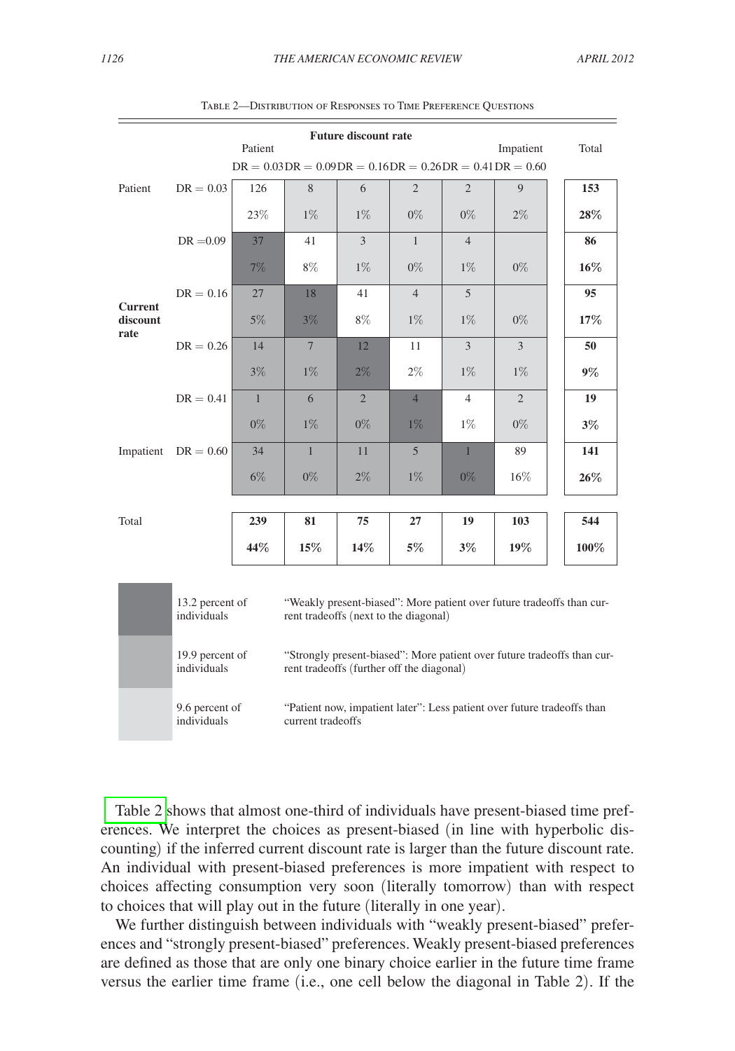Table 2—Distribution of Responses to Time Preference Questions

| | | Future discount rate | | | | | | |
|---|---|---|---|---|---|---|---|---|
| | | Patient | | | | | Impatient | Total |
| | | DR = 0.03 | DR = 0.09 | DR = 0.16 | DR = 0.26 | DR = 0.41 | DR = 0.60 | |
| Patient | DR = 0.03 | 126 | 8 | 6 | 2 | 2 | 9 | **153** |
| | | 23% | 1% | 1% | 0% | 0% | 2% | **28%** |
| | DR = 0.09 | 37 | 41 | 3 | 1 | 4 | | **86** |
| | | 7% | 8% | 1% | 0% | 1% | 0% | **16%** |
| Current discount rate | DR = 0.16 | 27 | 18 | 41 | 4 | 5 | | **95** |
| | | 5% | 3% | 8% | 1% | 1% | 0% | **17%** |
| | DR = 0.26 | 14 | 7 | 12 | 11 | 3 | 3 | **50** |
| | | 3% | 1% | 2% | 2% | 1% | 1% | **9%** |
| | DR = 0.41 | 1 | 6 | 2 | 4 | 4 | 2 | **19** |
| | | 0% | 1% | 0% | 1% | 1% | 0% | **3%** |
| Impatient | DR = 0.60 | 34 | 1 | 11 | 5 | 1 | 89 | **141** |
| | | 6% | 0% | 2% | 1% | 0% | 16% | **26%** |
| Total | | **239** | **81** | **75** | **27** | **19** | **103** | **544** |
| | | **44%** | **15%** | **14%** | **5%** | **3%** | **19%** | **100%** |

| Shading | Share | Description |
|---|---|---|
| Dark gray | 13.2 percent of individuals | "Weakly present-biased": More patient over future tradeoffs than current tradeoffs (next to the diagonal) |
| Medium gray | 19.9 percent of individuals | "Strongly present-biased": More patient over future tradeoffs than current tradeoffs (further off the diagonal) |
| Light gray | 9.6 percent of individuals | "Patient now, impatient later": Less patient over future tradeoffs than current tradeoffs |

Table 2 shows that almost one-third of individuals have present-biased time preferences. We interpret the choices as present-biased (in line with hyperbolic discounting) if the inferred current discount rate is larger than the future discount rate. An individual with present-biased preferences is more impatient with respect to choices affecting consumption very soon (literally tomorrow) than with respect to choices that will play out in the future (literally in one year).

We further distinguish between individuals with "weakly present-biased" preferences and "strongly present-biased" preferences. Weakly present-biased preferences are defined as those that are only one binary choice earlier in the future time frame versus the earlier time frame (i.e., one cell below the diagonal in Table 2). If the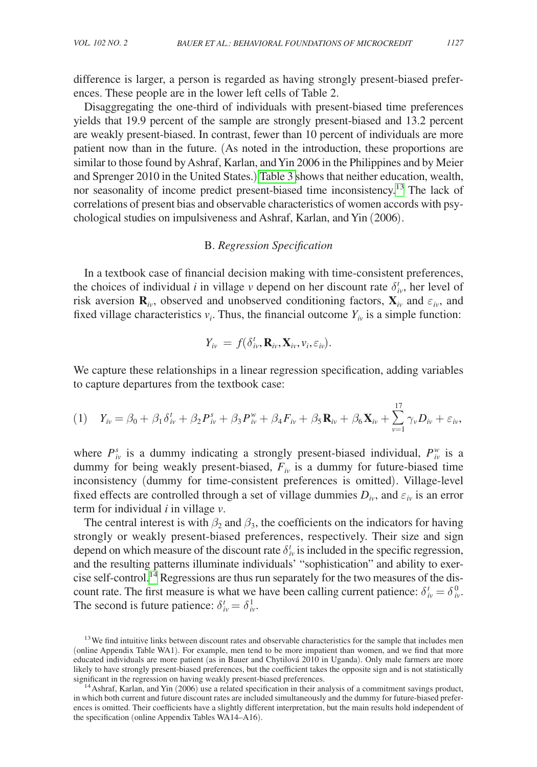difference is larger, a person is regarded as having strongly present-biased preferences. These people are in the lower left cells of Table 2.

Disaggregating the one-third of individuals with present-biased time preferences yields that 19.9 percent of the sample are strongly present-biased and 13.2 percent are weakly present-biased. In contrast, fewer than 10 percent of individuals are more patient now than in the future. (As noted in the introduction, these proportions are similar to those found by Ashraf, Karlan, and Yin 2006 in the Philippines and by Meier and Sprenger 2010 in the United States.) Table 3 shows that neither education, wealth, nor seasonality of income predict present-biased time inconsistency.[13] The lack of correlations of present bias and observable characteristics of women accords with psychological studies on impulsiveness and Ashraf, Karlan, and Yin (2006).

### B. *Regression Specification*

In a textbook case of financial decision making with time-consistent preferences, the choices of individual $i$ in village $v$ depend on her discount rate $\delta_{iv}^{t}$, her level of risk aversion $\mathbf{R}_{iv}$, observed and unobserved conditioning factors, $\mathbf{X}_{iv}$ and $\varepsilon_{iv}$, and fixed village characteristics $v_i$. Thus, the financial outcome $Y_{iv}$ is a simple function:

$$Y_{iv} = f(\delta_{iv}^{t}, \mathbf{R}_{iv}, \mathbf{X}_{iv}, v_i, \varepsilon_{iv}).$$

We capture these relationships in a linear regression specification, adding variables to capture departures from the textbook case:

$$(1) \quad Y_{iv} = \beta_0 + \beta_1 \delta_{iv}^{t} + \beta_2 P_{iv}^{s} + \beta_3 P_{iv}^{w} + \beta_4 F_{iv} + \beta_5 \mathbf{R}_{iv} + \beta_6 \mathbf{X}_{iv} + \sum_{v=1}^{17} \gamma_v D_{iv} + \varepsilon_{iv},$$

where $P_{iv}^{s}$ is a dummy indicating a strongly present-biased individual, $P_{iv}^{w}$ is a dummy for being weakly present-biased, $F_{iv}$ is a dummy for future-biased time inconsistency (dummy for time-consistent preferences is omitted). Village-level fixed effects are controlled through a set of village dummies $D_{iv}$, and $\varepsilon_{iv}$ is an error term for individual $i$ in village $v$.

The central interest is with $\beta_2$ and $\beta_3$, the coefficients on the indicators for having strongly or weakly present-biased preferences, respectively. Their size and sign depend on which measure of the discount rate $\delta_{iv}^{t}$ is included in the specific regression, and the resulting patterns illuminate individuals' "sophistication" and ability to exercise self-control.[14] Regressions are thus run separately for the two measures of the discount rate. The first measure is what we have been calling current patience: $\delta_{iv}^{t} = \delta_{iv}^{0}$. The second is future patience: $\delta_{iv}^{t} = \delta_{iv}^{1}$.

[13] We find intuitive links between discount rates and observable characteristics for the sample that includes men (online Appendix Table WA1). For example, men tend to be more impatient than women, and we find that more educated individuals are more patient (as in Bauer and Chytilová 2010 in Uganda). Only male farmers are more likely to have strongly present-biased preferences, but the coefficient takes the opposite sign and is not statistically significant in the regression on having weakly present-biased preferences.

[14] Ashraf, Karlan, and Yin (2006) use a related specification in their analysis of a commitment savings product, in which both current and future discount rates are included simultaneously and the dummy for future-biased preferences is omitted. Their coefficients have a slightly different interpretation, but the main results hold independent of the specification (online Appendix Tables WA14–A16).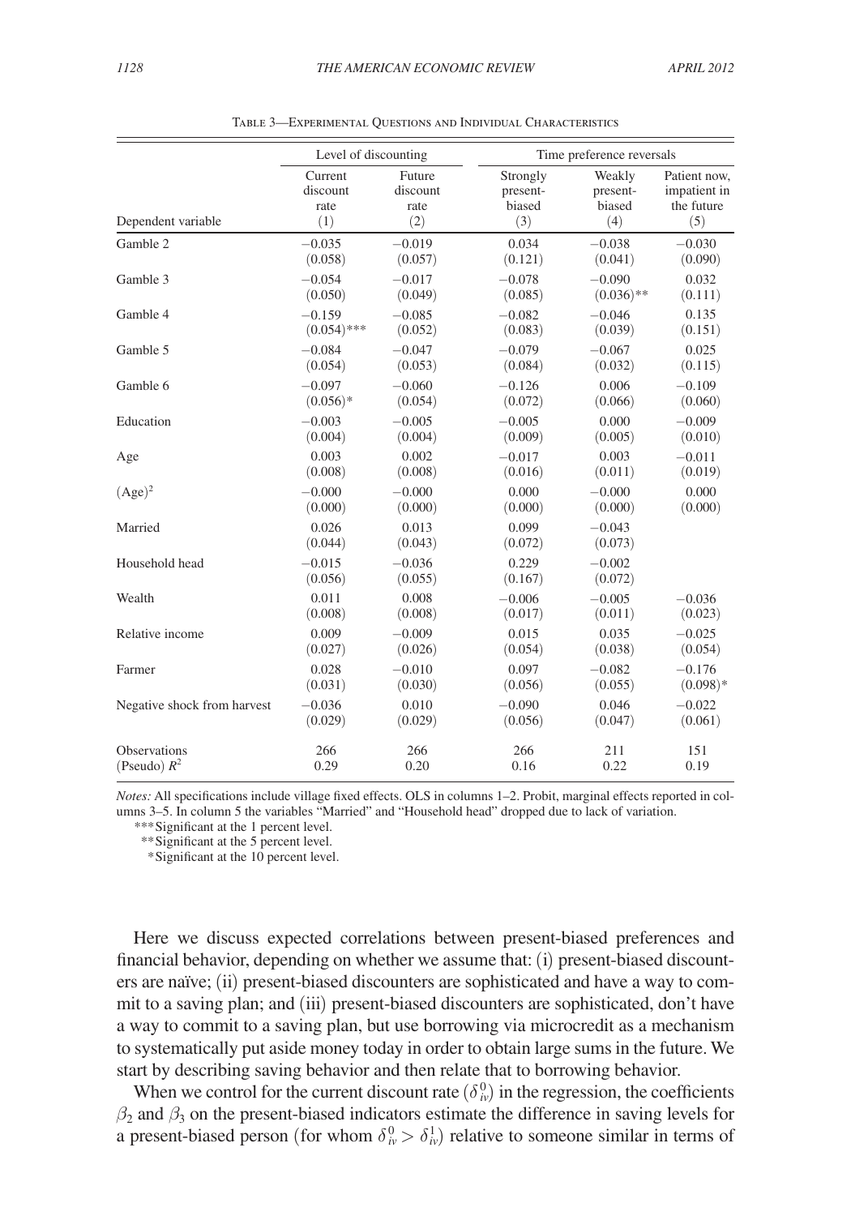Table 3—Experimental Questions and Individual Characteristics

| | Level of discounting | | Time preference reversals | | |
|---|---|---|---|---|---|
| Dependent variable | Current discount rate (1) | Future discount rate (2) | Strongly present-biased (3) | Weakly present-biased (4) | Patient now, impatient in the future (5) |
| Gamble 2 | −0.035 | −0.019 | 0.034 | −0.038 | −0.030 |
| | (0.058) | (0.057) | (0.121) | (0.041) | (0.090) |
| Gamble 3 | −0.054 | −0.017 | −0.078 | −0.090 | 0.032 |
| | (0.050) | (0.049) | (0.085) | (0.036)** | (0.111) |
| Gamble 4 | −0.159 | −0.085 | −0.082 | −0.046 | 0.135 |
| | (0.054)*** | (0.052) | (0.083) | (0.039) | (0.151) |
| Gamble 5 | −0.084 | −0.047 | −0.079 | −0.067 | 0.025 |
| | (0.054) | (0.053) | (0.084) | (0.032) | (0.115) |
| Gamble 6 | −0.097 | −0.060 | −0.126 | 0.006 | −0.109 |
| | (0.056)* | (0.054) | (0.072) | (0.066) | (0.060) |
| Education | −0.003 | −0.005 | −0.005 | 0.000 | −0.009 |
| | (0.004) | (0.004) | (0.009) | (0.005) | (0.010) |
| Age | 0.003 | 0.002 | −0.017 | 0.003 | −0.011 |
| | (0.008) | (0.008) | (0.016) | (0.011) | (0.019) |
| $(\text{Age})^2$ | −0.000 | −0.000 | 0.000 | −0.000 | 0.000 |
| | (0.000) | (0.000) | (0.000) | (0.000) | (0.000) |
| Married | 0.026 | 0.013 | 0.099 | −0.043 | |
| | (0.044) | (0.043) | (0.072) | (0.073) | |
| Household head | −0.015 | −0.036 | 0.229 | −0.002 | |
| | (0.056) | (0.055) | (0.167) | (0.072) | |
| Wealth | 0.011 | 0.008 | −0.006 | −0.005 | −0.036 |
| | (0.008) | (0.008) | (0.017) | (0.011) | (0.023) |
| Relative income | 0.009 | −0.009 | 0.015 | 0.035 | −0.025 |
| | (0.027) | (0.026) | (0.054) | (0.038) | (0.054) |
| Farmer | 0.028 | −0.010 | 0.097 | −0.082 | −0.176 |
| | (0.031) | (0.030) | (0.056) | (0.055) | (0.098)* |
| Negative shock from harvest | −0.036 | 0.010 | −0.090 | 0.046 | −0.022 |
| | (0.029) | (0.029) | (0.056) | (0.047) | (0.061) |
| Observations | 266 | 266 | 266 | 211 | 151 |
| (Pseudo) $R^2$ | 0.29 | 0.20 | 0.16 | 0.22 | 0.19 |

*Notes:* All specifications include village fixed effects. OLS in columns 1–2. Probit, marginal effects reported in columns 3–5. In column 5 the variables "Married" and "Household head" dropped due to lack of variation.

***Significant at the 1 percent level.
**Significant at the 5 percent level.
*Significant at the 10 percent level.

Here we discuss expected correlations between present-biased preferences and financial behavior, depending on whether we assume that: (i) present-biased discounters are naïve; (ii) present-biased discounters are sophisticated and have a way to commit to a saving plan; and (iii) present-biased discounters are sophisticated, don't have a way to commit to a saving plan, but use borrowing via microcredit as a mechanism to systematically put aside money today in order to obtain large sums in the future. We start by describing saving behavior and then relate that to borrowing behavior.

When we control for the current discount rate ($\delta_{iv}^0$) in the regression, the coefficients $\beta_2$ and $\beta_3$ on the present-biased indicators estimate the difference in saving levels for a present-biased person (for whom $\delta_{iv}^0 > \delta_{iv}^1$) relative to someone similar in terms of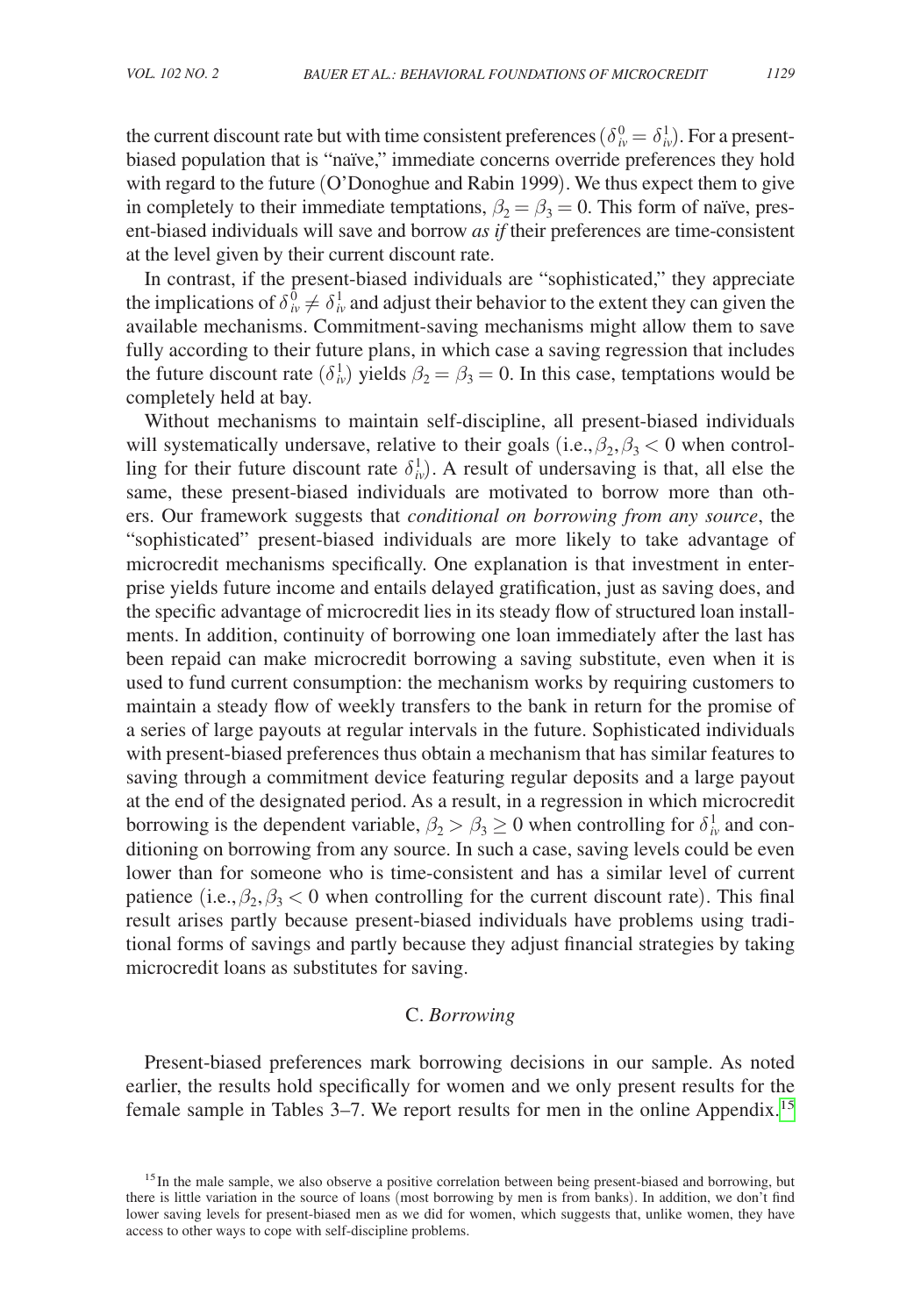the current discount rate but with time consistent preferences ($\delta_{iv}^0 = \delta_{iv}^1$). For a present-biased population that is "naïve," immediate concerns override preferences they hold with regard to the future (O'Donoghue and Rabin 1999). We thus expect them to give in completely to their immediate temptations, $\beta_2 = \beta_3 = 0$. This form of naïve, present-biased individuals will save and borrow *as if* their preferences are time-consistent at the level given by their current discount rate.

In contrast, if the present-biased individuals are "sophisticated," they appreciate the implications of $\delta_{iv}^0 \neq \delta_{iv}^1$ and adjust their behavior to the extent they can given the available mechanisms. Commitment-saving mechanisms might allow them to save fully according to their future plans, in which case a saving regression that includes the future discount rate ($\delta_{iv}^1$) yields $\beta_2 = \beta_3 = 0$. In this case, temptations would be completely held at bay.

Without mechanisms to maintain self-discipline, all present-biased individuals will systematically undersave, relative to their goals (i.e., $\beta_2, \beta_3 < 0$ when controlling for their future discount rate $\delta_{iv}^1$). A result of undersaving is that, all else the same, these present-biased individuals are motivated to borrow more than others. Our framework suggests that *conditional on borrowing from any source*, the "sophisticated" present-biased individuals are more likely to take advantage of microcredit mechanisms specifically. One explanation is that investment in enterprise yields future income and entails delayed gratification, just as saving does, and the specific advantage of microcredit lies in its steady flow of structured loan installments. In addition, continuity of borrowing one loan immediately after the last has been repaid can make microcredit borrowing a saving substitute, even when it is used to fund current consumption: the mechanism works by requiring customers to maintain a steady flow of weekly transfers to the bank in return for the promise of a series of large payouts at regular intervals in the future. Sophisticated individuals with present-biased preferences thus obtain a mechanism that has similar features to saving through a commitment device featuring regular deposits and a large payout at the end of the designated period. As a result, in a regression in which microcredit borrowing is the dependent variable, $\beta_2 > \beta_3 \geq 0$ when controlling for $\delta_{iv}^1$ and conditioning on borrowing from any source. In such a case, saving levels could be even lower than for someone who is time-consistent and has a similar level of current patience (i.e., $\beta_2, \beta_3 < 0$ when controlling for the current discount rate). This final result arises partly because present-biased individuals have problems using traditional forms of savings and partly because they adjust financial strategies by taking microcredit loans as substitutes for saving.

### C. *Borrowing*

Present-biased preferences mark borrowing decisions in our sample. As noted earlier, the results hold specifically for women and we only present results for the female sample in Tables 3–7. We report results for men in the online Appendix.[15]

[15] In the male sample, we also observe a positive correlation between being present-biased and borrowing, but there is little variation in the source of loans (most borrowing by men is from banks). In addition, we don't find lower saving levels for present-biased men as we did for women, which suggests that, unlike women, they have access to other ways to cope with self-discipline problems.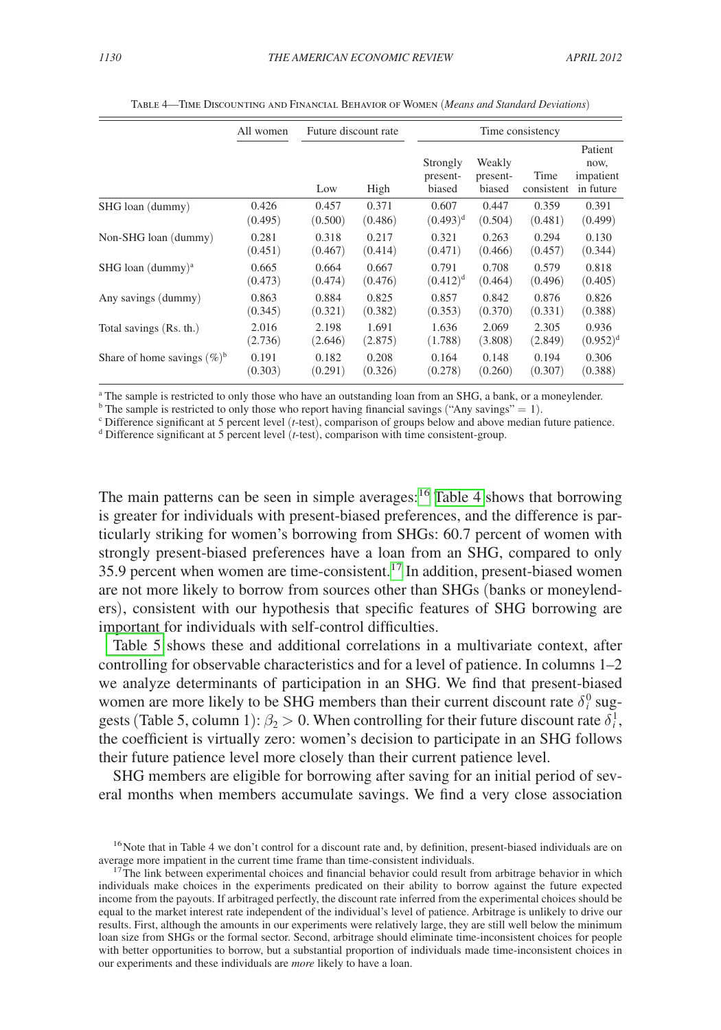Table 4—Time Discounting and Financial Behavior of Women (*Means and Standard Deviations*)

| | All women | Future discount rate | | Time consistency | | | |
|---|---|---|---|---|---|---|---|
| | | Low | High | Strongly present-biased | Weakly present-biased | Time consistent | Patient now, impatient in future |
| SHG loan (dummy) | 0.426 | 0.457 | 0.371 | 0.607 | 0.447 | 0.359 | 0.391 |
| | (0.495) | (0.500) | (0.486) | (0.493)[d] | (0.504) | (0.481) | (0.499) |
| Non-SHG loan (dummy) | 0.281 | 0.318 | 0.217 | 0.321 | 0.263 | 0.294 | 0.130 |
| | (0.451) | (0.467) | (0.414) | (0.471) | (0.466) | (0.457) | (0.344) |
| SHG loan (dummy)[a] | 0.665 | 0.664 | 0.667 | 0.791 | 0.708 | 0.579 | 0.818 |
| | (0.473) | (0.474) | (0.476) | (0.412)[d] | (0.464) | (0.496) | (0.405) |
| Any savings (dummy) | 0.863 | 0.884 | 0.825 | 0.857 | 0.842 | 0.876 | 0.826 |
| | (0.345) | (0.321) | (0.382) | (0.353) | (0.370) | (0.331) | (0.388) |
| Total savings (Rs. th.) | 2.016 | 2.198 | 1.691 | 1.636 | 2.069 | 2.305 | 0.936 |
| | (2.736) | (2.646) | (2.875) | (1.788) | (3.808) | (2.849) | (0.952)[d] |
| Share of home savings (%)[b] | 0.191 | 0.182 | 0.208 | 0.164 | 0.148 | 0.194 | 0.306 |
| | (0.303) | (0.291) | (0.326) | (0.278) | (0.260) | (0.307) | (0.388) |

[a] The sample is restricted to only those who have an outstanding loan from an SHG, a bank, or a moneylender.
[b] The sample is restricted to only those who report having financial savings ("Any savings" = 1).
[c] Difference significant at 5 percent level (*t*-test), comparison of groups below and above median future patience.
[d] Difference significant at 5 percent level (*t*-test), comparison with time consistent-group.

The main patterns can be seen in simple averages:[16] Table 4 shows that borrowing is greater for individuals with present-biased preferences, and the difference is particularly striking for women's borrowing from SHGs: 60.7 percent of women with strongly present-biased preferences have a loan from an SHG, compared to only 35.9 percent when women are time-consistent.[17] In addition, present-biased women are not more likely to borrow from sources other than SHGs (banks or moneylenders), consistent with our hypothesis that specific features of SHG borrowing are important for individuals with self-control difficulties.

Table 5 shows these and additional correlations in a multivariate context, after controlling for observable characteristics and for a level of patience. In columns 1–2 we analyze determinants of participation in an SHG. We find that present-biased women are more likely to be SHG members than their current discount rate $\delta_i^0$ suggests (Table 5, column 1): $\beta_2 > 0$. When controlling for their future discount rate $\delta_i^1$, the coefficient is virtually zero: women's decision to participate in an SHG follows their future patience level more closely than their current patience level.

SHG members are eligible for borrowing after saving for an initial period of several months when members accumulate savings. We find a very close association

[16] Note that in Table 4 we don't control for a discount rate and, by definition, present-biased individuals are on average more impatient in the current time frame than time-consistent individuals.

[17] The link between experimental choices and financial behavior could result from arbitrage behavior in which individuals make choices in the experiments predicated on their ability to borrow against the future expected income from the payouts. If arbitraged perfectly, the discount rate inferred from the experimental choices should be equal to the market interest rate independent of the individual's level of patience. Arbitrage is unlikely to drive our results. First, although the amounts in our experiments were relatively large, they are still well below the minimum loan size from SHGs or the formal sector. Second, arbitrage should eliminate time-inconsistent choices for people with better opportunities to borrow, but a substantial proportion of individuals made time-inconsistent choices in our experiments and these individuals are *more* likely to have a loan.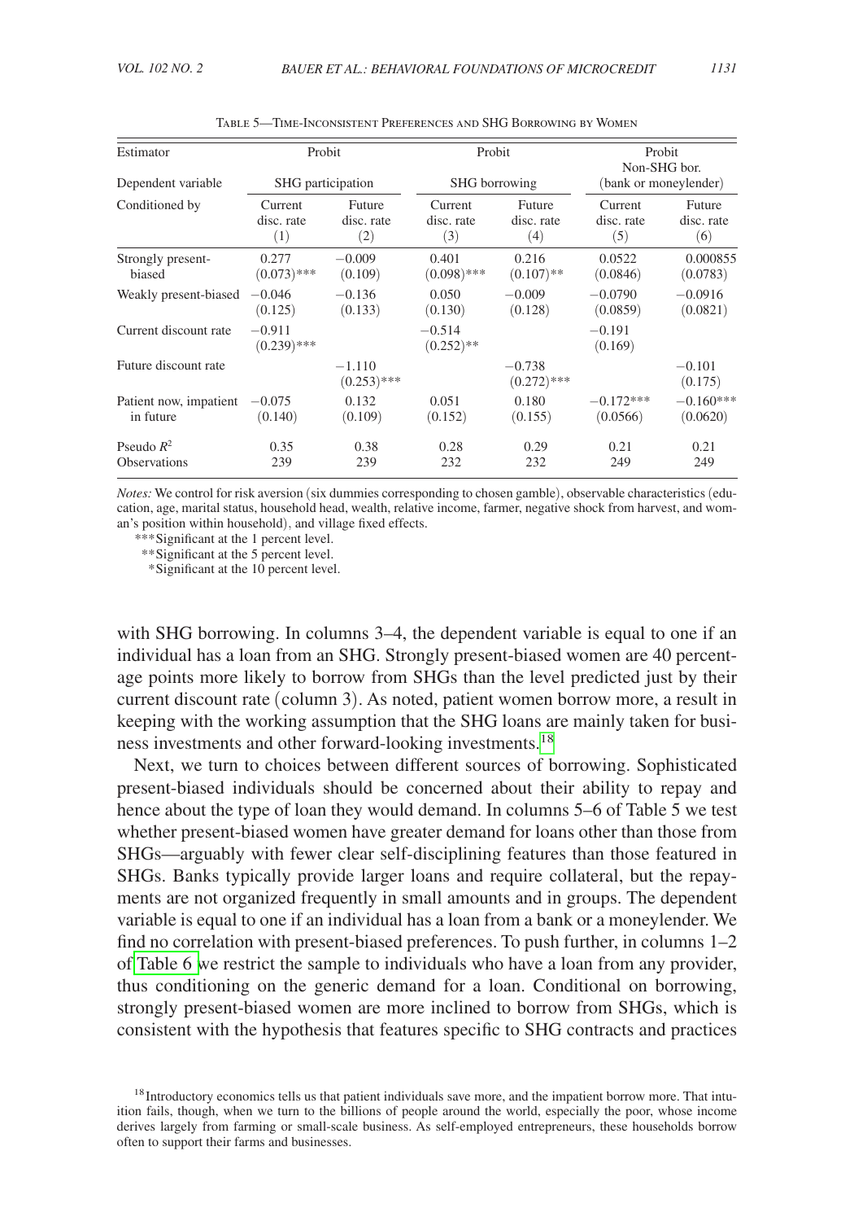Table 5—Time-Inconsistent Preferences and SHG Borrowing by Women

| Estimator | Probit | | Probit | | Probit | |
|---|---|---|---|---|---|---|
| Dependent variable | SHG participation | | SHG borrowing | | Non-SHG bor. (bank or moneylender) | |
| Conditioned by | Current disc. rate (1) | Future disc. rate (2) | Current disc. rate (3) | Future disc. rate (4) | Current disc. rate (5) | Future disc. rate (6) |
| Strongly present-biased | 0.277 (0.073)*** | −0.009 (0.109) | 0.401 (0.098)*** | 0.216 (0.107)** | 0.0522 (0.0846) | 0.000855 (0.0783) |
| Weakly present-biased | −0.046 (0.125) | −0.136 (0.133) | 0.050 (0.130) | −0.009 (0.128) | −0.0790 (0.0859) | −0.0916 (0.0821) |
| Current discount rate | −0.911 (0.239)*** | | −0.514 (0.252)** | | −0.191 (0.169) | |
| Future discount rate | | −1.110 (0.253)*** | | −0.738 (0.272)*** | | −0.101 (0.175) |
| Patient now, impatient in future | −0.075 (0.140) | 0.132 (0.109) | 0.051 (0.152) | 0.180 (0.155) | −0.172*** (0.0566) | −0.160*** (0.0620) |
| Pseudo $R^2$ | 0.35 | 0.38 | 0.28 | 0.29 | 0.21 | 0.21 |
| Observations | 239 | 239 | 232 | 232 | 249 | 249 |

*Notes:* We control for risk aversion (six dummies corresponding to chosen gamble), observable characteristics (education, age, marital status, household head, wealth, relative income, farmer, negative shock from harvest, and woman's position within household), and village fixed effects.

***Significant at the 1 percent level.
**Significant at the 5 percent level.
*Significant at the 10 percent level.

with SHG borrowing. In columns 3–4, the dependent variable is equal to one if an individual has a loan from an SHG. Strongly present-biased women are 40 percentage points more likely to borrow from SHGs than the level predicted just by their current discount rate (column 3). As noted, patient women borrow more, a result in keeping with the working assumption that the SHG loans are mainly taken for business investments and other forward-looking investments.[18]

Next, we turn to choices between different sources of borrowing. Sophisticated present-biased individuals should be concerned about their ability to repay and hence about the type of loan they would demand. In columns 5–6 of Table 5 we test whether present-biased women have greater demand for loans other than those from SHGs—arguably with fewer clear self-disciplining features than those featured in SHGs. Banks typically provide larger loans and require collateral, but the repayments are not organized frequently in small amounts and in groups. The dependent variable is equal to one if an individual has a loan from a bank or a moneylender. We find no correlation with present-biased preferences. To push further, in columns 1–2 of Table 6 we restrict the sample to individuals who have a loan from any provider, thus conditioning on the generic demand for a loan. Conditional on borrowing, strongly present-biased women are more inclined to borrow from SHGs, which is consistent with the hypothesis that features specific to SHG contracts and practices

[18] Introductory economics tells us that patient individuals save more, and the impatient borrow more. That intuition fails, though, when we turn to the billions of people around the world, especially the poor, whose income derives largely from farming or small-scale business. As self-employed entrepreneurs, these households borrow often to support their farms and businesses.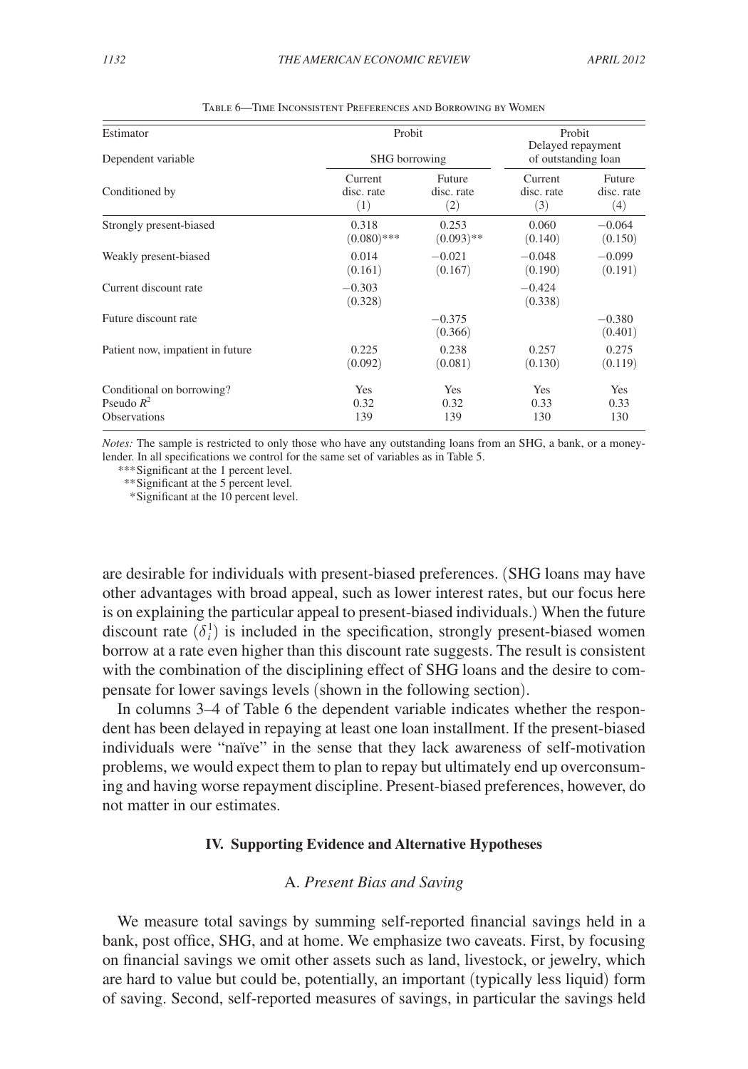Table 6—Time Inconsistent Preferences and Borrowing by Women

| Estimator | Probit | | Probit | |
|---|---|---|---|---|
| Dependent variable | SHG borrowing | | Delayed repayment of outstanding loan | |
| Conditioned by | Current disc. rate (1) | Future disc. rate (2) | Current disc. rate (3) | Future disc. rate (4) |
| Strongly present-biased | 0.318 (0.080)*** | 0.253 (0.093)** | 0.060 (0.140) | −0.064 (0.150) |
| Weakly present-biased | 0.014 (0.161) | −0.021 (0.167) | −0.048 (0.190) | −0.099 (0.191) |
| Current discount rate | −0.303 (0.328) | | −0.424 (0.338) | |
| Future discount rate | | −0.375 (0.366) | | −0.380 (0.401) |
| Patient now, impatient in future | 0.225 (0.092) | 0.238 (0.081) | 0.257 (0.130) | 0.275 (0.119) |
| Conditional on borrowing? | Yes | Yes | Yes | Yes |
| Pseudo $R^2$ | 0.32 | 0.32 | 0.33 | 0.33 |
| Observations | 139 | 139 | 130 | 130 |

*Notes:* The sample is restricted to only those who have any outstanding loans from an SHG, a bank, or a moneylender. In all specifications we control for the same set of variables as in Table 5.

***Significant at the 1 percent level.
**Significant at the 5 percent level.
*Significant at the 10 percent level.

are desirable for individuals with present-biased preferences. (SHG loans may have other advantages with broad appeal, such as lower interest rates, but our focus here is on explaining the particular appeal to present-biased individuals.) When the future discount rate $(\delta_i^1)$ is included in the specification, strongly present-biased women borrow at a rate even higher than this discount rate suggests. The result is consistent with the combination of the disciplining effect of SHG loans and the desire to compensate for lower savings levels (shown in the following section).

In columns 3–4 of Table 6 the dependent variable indicates whether the respondent has been delayed in repaying at least one loan installment. If the present-biased individuals were "naïve" in the sense that they lack awareness of self-motivation problems, we would expect them to plan to repay but ultimately end up overconsuming and having worse repayment discipline. Present-biased preferences, however, do not matter in our estimates.

## IV. Supporting Evidence and Alternative Hypotheses

### A. *Present Bias and Saving*

We measure total savings by summing self-reported financial savings held in a bank, post office, SHG, and at home. We emphasize two caveats. First, by focusing on financial savings we omit other assets such as land, livestock, or jewelry, which are hard to value but could be, potentially, an important (typically less liquid) form of saving. Second, self-reported measures of savings, in particular the savings held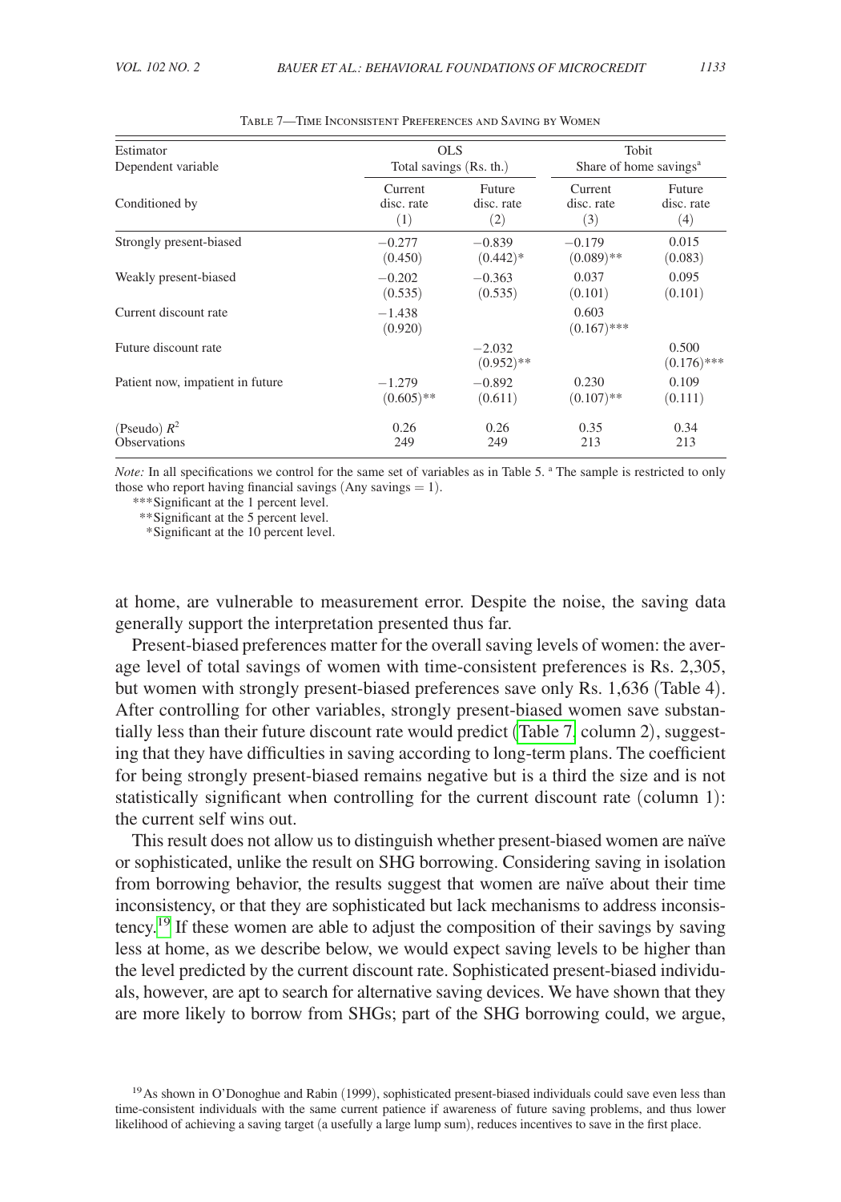Table 7—Time Inconsistent Preferences and Saving by Women

| Estimator | OLS | | Tobit | |
|---|---|---|---|---|
| Dependent variable | Total savings (Rs. th.) | | Share of home savings[a] | |
| Conditioned by | Current disc. rate (1) | Future disc. rate (2) | Current disc. rate (3) | Future disc. rate (4) |
| Strongly present-biased | −0.277 (0.450) | −0.839 (0.442)* | −0.179 (0.089)** | 0.015 (0.083) |
| Weakly present-biased | −0.202 (0.535) | −0.363 (0.535) | 0.037 (0.101) | 0.095 (0.101) |
| Current discount rate | −1.438 (0.920) | | 0.603 (0.167)*** | |
| Future discount rate | | −2.032 (0.952)** | | 0.500 (0.176)*** |
| Patient now, impatient in future | −1.279 (0.605)** | −0.892 (0.611) | 0.230 (0.107)** | 0.109 (0.111) |
| (Pseudo) $R^2$ | 0.26 | 0.26 | 0.35 | 0.34 |
| Observations | 249 | 249 | 213 | 213 |

*Note:* In all specifications we control for the same set of variables as in Table 5. [a] The sample is restricted to only those who report having financial savings (Any savings = 1).

***Significant at the 1 percent level.
**Significant at the 5 percent level.
*Significant at the 10 percent level.

at home, are vulnerable to measurement error. Despite the noise, the saving data generally support the interpretation presented thus far.

Present-biased preferences matter for the overall saving levels of women: the average level of total savings of women with time-consistent preferences is Rs. 2,305, but women with strongly present-biased preferences save only Rs. 1,636 (Table 4). After controlling for other variables, strongly present-biased women save substantially less than their future discount rate would predict (Table 7, column 2), suggesting that they have difficulties in saving according to long-term plans. The coefficient for being strongly present-biased remains negative but is a third the size and is not statistically significant when controlling for the current discount rate (column 1): the current self wins out.

This result does not allow us to distinguish whether present-biased women are naïve or sophisticated, unlike the result on SHG borrowing. Considering saving in isolation from borrowing behavior, the results suggest that women are naïve about their time inconsistency, or that they are sophisticated but lack mechanisms to address inconsistency.[19] If these women are able to adjust the composition of their savings by saving less at home, as we describe below, we would expect saving levels to be higher than the level predicted by the current discount rate. Sophisticated present-biased individuals, however, are apt to search for alternative saving devices. We have shown that they are more likely to borrow from SHGs; part of the SHG borrowing could, we argue,

[19] As shown in O'Donoghue and Rabin (1999), sophisticated present-biased individuals could save even less than time-consistent individuals with the same current patience if awareness of future saving problems, and thus lower likelihood of achieving a saving target (a usefully a large lump sum), reduces incentives to save in the first place.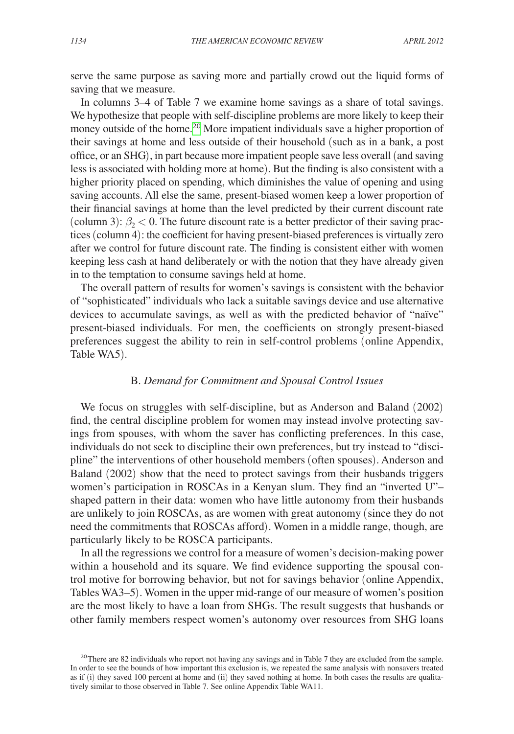serve the same purpose as saving more and partially crowd out the liquid forms of saving that we measure.

In columns 3–4 of Table 7 we examine home savings as a share of total savings. We hypothesize that people with self-discipline problems are more likely to keep their money outside of the home.[20] More impatient individuals save a higher proportion of their savings at home and less outside of their household (such as in a bank, a post office, or an SHG), in part because more impatient people save less overall (and saving less is associated with holding more at home). But the finding is also consistent with a higher priority placed on spending, which diminishes the value of opening and using saving accounts. All else the same, present-biased women keep a lower proportion of their financial savings at home than the level predicted by their current discount rate (column 3): $\beta_2 < 0$. The future discount rate is a better predictor of their saving practices (column 4): the coefficient for having present-biased preferences is virtually zero after we control for future discount rate. The finding is consistent either with women keeping less cash at hand deliberately or with the notion that they have already given in to the temptation to consume savings held at home.

The overall pattern of results for women's savings is consistent with the behavior of "sophisticated" individuals who lack a suitable savings device and use alternative devices to accumulate savings, as well as with the predicted behavior of "naïve" present-biased individuals. For men, the coefficients on strongly present-biased preferences suggest the ability to rein in self-control problems (online Appendix, Table WA5).

### B. *Demand for Commitment and Spousal Control Issues*

We focus on struggles with self-discipline, but as Anderson and Baland (2002) find, the central discipline problem for women may instead involve protecting savings from spouses, with whom the saver has conflicting preferences. In this case, individuals do not seek to discipline their own preferences, but try instead to "discipline" the interventions of other household members (often spouses). Anderson and Baland (2002) show that the need to protect savings from their husbands triggers women's participation in ROSCAs in a Kenyan slum. They find an "inverted U"–shaped pattern in their data: women who have little autonomy from their husbands are unlikely to join ROSCAs, as are women with great autonomy (since they do not need the commitments that ROSCAs afford). Women in a middle range, though, are particularly likely to be ROSCA participants.

In all the regressions we control for a measure of women's decision-making power within a household and its square. We find evidence supporting the spousal control motive for borrowing behavior, but not for savings behavior (online Appendix, Tables WA3–5). Women in the upper mid-range of our measure of women's position are the most likely to have a loan from SHGs. The result suggests that husbands or other family members respect women's autonomy over resources from SHG loans

[20] There are 82 individuals who report not having any savings and in Table 7 they are excluded from the sample. In order to see the bounds of how important this exclusion is, we repeated the same analysis with nonsavers treated as if (i) they saved 100 percent at home and (ii) they saved nothing at home. In both cases the results are qualitatively similar to those observed in Table 7. See online Appendix Table WA11.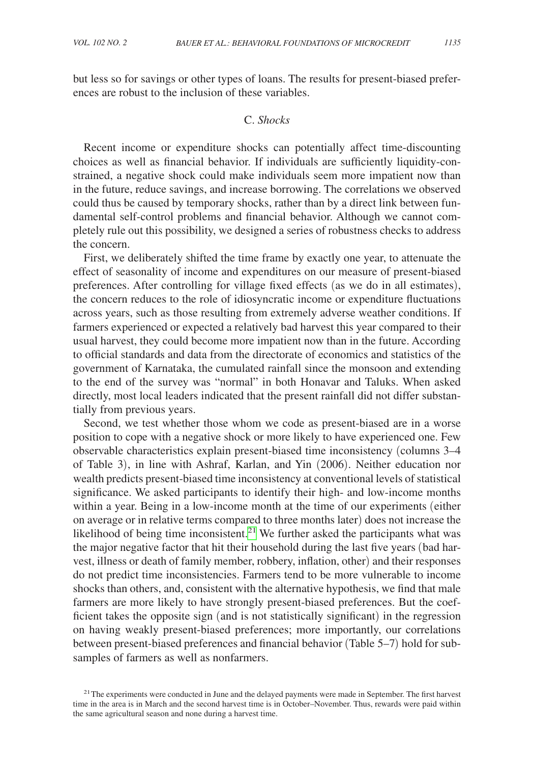but less so for savings or other types of loans. The results for present-biased preferences are robust to the inclusion of these variables.

### C. *Shocks*

Recent income or expenditure shocks can potentially affect time-discounting choices as well as financial behavior. If individuals are sufficiently liquidity-constrained, a negative shock could make individuals seem more impatient now than in the future, reduce savings, and increase borrowing. The correlations we observed could thus be caused by temporary shocks, rather than by a direct link between fundamental self-control problems and financial behavior. Although we cannot completely rule out this possibility, we designed a series of robustness checks to address the concern.

First, we deliberately shifted the time frame by exactly one year, to attenuate the effect of seasonality of income and expenditures on our measure of present-biased preferences. After controlling for village fixed effects (as we do in all estimates), the concern reduces to the role of idiosyncratic income or expenditure fluctuations across years, such as those resulting from extremely adverse weather conditions. If farmers experienced or expected a relatively bad harvest this year compared to their usual harvest, they could become more impatient now than in the future. According to official standards and data from the directorate of economics and statistics of the government of Karnataka, the cumulated rainfall since the monsoon and extending to the end of the survey was "normal" in both Honavar and Taluks. When asked directly, most local leaders indicated that the present rainfall did not differ substantially from previous years.

Second, we test whether those whom we code as present-biased are in a worse position to cope with a negative shock or more likely to have experienced one. Few observable characteristics explain present-biased time inconsistency (columns 3–4 of Table 3), in line with Ashraf, Karlan, and Yin (2006). Neither education nor wealth predicts present-biased time inconsistency at conventional levels of statistical significance. We asked participants to identify their high- and low-income months within a year. Being in a low-income month at the time of our experiments (either on average or in relative terms compared to three months later) does not increase the likelihood of being time inconsistent.[21] We further asked the participants what was the major negative factor that hit their household during the last five years (bad harvest, illness or death of family member, robbery, inflation, other) and their responses do not predict time inconsistencies. Farmers tend to be more vulnerable to income shocks than others, and, consistent with the alternative hypothesis, we find that male farmers are more likely to have strongly present-biased preferences. But the coefficient takes the opposite sign (and is not statistically significant) in the regression on having weakly present-biased preferences; more importantly, our correlations between present-biased preferences and financial behavior (Table 5–7) hold for subsamples of farmers as well as nonfarmers.

[21] The experiments were conducted in June and the delayed payments were made in September. The first harvest time in the area is in March and the second harvest time is in October–November. Thus, rewards were paid within the same agricultural season and none during a harvest time.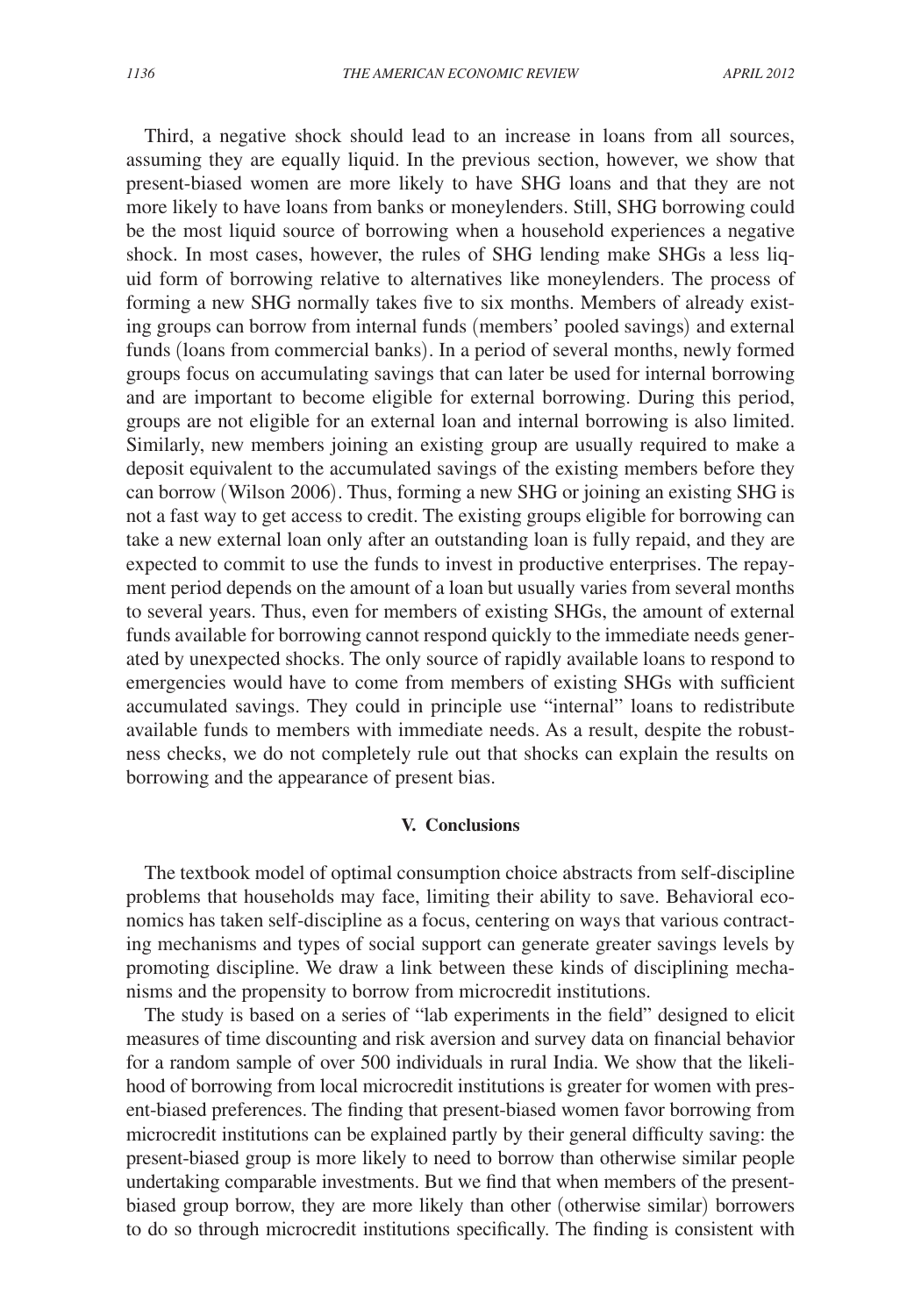Third, a negative shock should lead to an increase in loans from all sources, assuming they are equally liquid. In the previous section, however, we show that present-biased women are more likely to have SHG loans and that they are not more likely to have loans from banks or moneylenders. Still, SHG borrowing could be the most liquid source of borrowing when a household experiences a negative shock. In most cases, however, the rules of SHG lending make SHGs a less liquid form of borrowing relative to alternatives like moneylenders. The process of forming a new SHG normally takes five to six months. Members of already existing groups can borrow from internal funds (members' pooled savings) and external funds (loans from commercial banks). In a period of several months, newly formed groups focus on accumulating savings that can later be used for internal borrowing and are important to become eligible for external borrowing. During this period, groups are not eligible for an external loan and internal borrowing is also limited. Similarly, new members joining an existing group are usually required to make a deposit equivalent to the accumulated savings of the existing members before they can borrow (Wilson 2006). Thus, forming a new SHG or joining an existing SHG is not a fast way to get access to credit. The existing groups eligible for borrowing can take a new external loan only after an outstanding loan is fully repaid, and they are expected to commit to use the funds to invest in productive enterprises. The repayment period depends on the amount of a loan but usually varies from several months to several years. Thus, even for members of existing SHGs, the amount of external funds available for borrowing cannot respond quickly to the immediate needs generated by unexpected shocks. The only source of rapidly available loans to respond to emergencies would have to come from members of existing SHGs with sufficient accumulated savings. They could in principle use "internal" loans to redistribute available funds to members with immediate needs. As a result, despite the robustness checks, we do not completely rule out that shocks can explain the results on borrowing and the appearance of present bias.

## V. Conclusions

The textbook model of optimal consumption choice abstracts from self-discipline problems that households may face, limiting their ability to save. Behavioral economics has taken self-discipline as a focus, centering on ways that various contracting mechanisms and types of social support can generate greater savings levels by promoting discipline. We draw a link between these kinds of disciplining mechanisms and the propensity to borrow from microcredit institutions.

The study is based on a series of "lab experiments in the field" designed to elicit measures of time discounting and risk aversion and survey data on financial behavior for a random sample of over 500 individuals in rural India. We show that the likelihood of borrowing from local microcredit institutions is greater for women with present-biased preferences. The finding that present-biased women favor borrowing from microcredit institutions can be explained partly by their general difficulty saving: the present-biased group is more likely to need to borrow than otherwise similar people undertaking comparable investments. But we find that when members of the present-biased group borrow, they are more likely than other (otherwise similar) borrowers to do so through microcredit institutions specifically. The finding is consistent with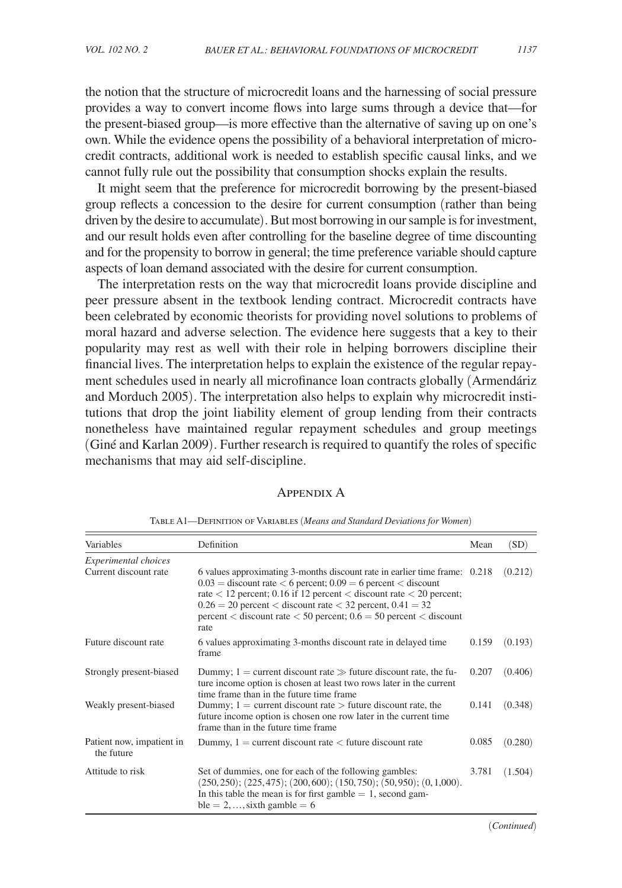the notion that the structure of microcredit loans and the harnessing of social pressure provides a way to convert income flows into large sums through a device that—for the present-biased group—is more effective than the alternative of saving up on one's own. While the evidence opens the possibility of a behavioral interpretation of microcredit contracts, additional work is needed to establish specific causal links, and we cannot fully rule out the possibility that consumption shocks explain the results.

It might seem that the preference for microcredit borrowing by the present-biased group reflects a concession to the desire for current consumption (rather than being driven by the desire to accumulate). But most borrowing in our sample is for investment, and our result holds even after controlling for the baseline degree of time discounting and for the propensity to borrow in general; the time preference variable should capture aspects of loan demand associated with the desire for current consumption.

The interpretation rests on the way that microcredit loans provide discipline and peer pressure absent in the textbook lending contract. Microcredit contracts have been celebrated by economic theorists for providing novel solutions to problems of moral hazard and adverse selection. The evidence here suggests that a key to their popularity may rest as well with their role in helping borrowers discipline their financial lives. The interpretation helps to explain the existence of the regular repayment schedules used in nearly all microfinance loan contracts globally (Armendáriz and Morduch 2005). The interpretation also helps to explain why microcredit institutions that drop the joint liability element of group lending from their contracts nonetheless have maintained regular repayment schedules and group meetings (Giné and Karlan 2009). Further research is required to quantify the roles of specific mechanisms that may aid self-discipline.

## Appendix A

Table A1—Definition of Variables (*Means and Standard Deviations for Women*)

| Variables | Definition | Mean | (SD) |
|---|---|---|---|
| *Experimental choices* | | | |
| Current discount rate | 6 values approximating 3-months discount rate in earlier time frame: $0.03 =$ discount rate $<$ 6 percent; $0.09 =$ 6 percent $<$ discount rate $<$ 12 percent; 0.16 if 12 percent $<$ discount rate $<$ 20 percent; $0.26 =$ 20 percent $<$ discount rate $<$ 32 percent, $0.41 =$ 32 percent $<$ discount rate $<$ 50 percent; $0.6 =$ 50 percent $<$ discount rate | 0.218 | (0.212) |
| Future discount rate | 6 values approximating 3-months discount rate in delayed time frame | 0.159 | (0.193) |
| Strongly present-biased | Dummy; $1 =$ current discount rate $\gg$ future discount rate, the future income option is chosen at least two rows later in the current time frame than in the future time frame | 0.207 | (0.406) |
| Weakly present-biased | Dummy; $1 =$ current discount rate $>$ future discount rate, the future income option is chosen one row later in the current time frame than in the future time frame | 0.141 | (0.348) |
| Patient now, impatient in the future | Dummy, $1 =$ current discount rate $<$ future discount rate | 0.085 | (0.280) |
| Attitude to risk | Set of dummies, one for each of the following gambles: $(250, 250)$; $(225, 475)$; $(200, 600)$; $(150, 750)$; $(50, 950)$; $(0, 1{,}000)$. In this table the mean is for first gamble $= 1$, second gamble $= 2, \ldots,$ sixth gamble $= 6$ | 3.781 | (1.504) |

(*Continued*)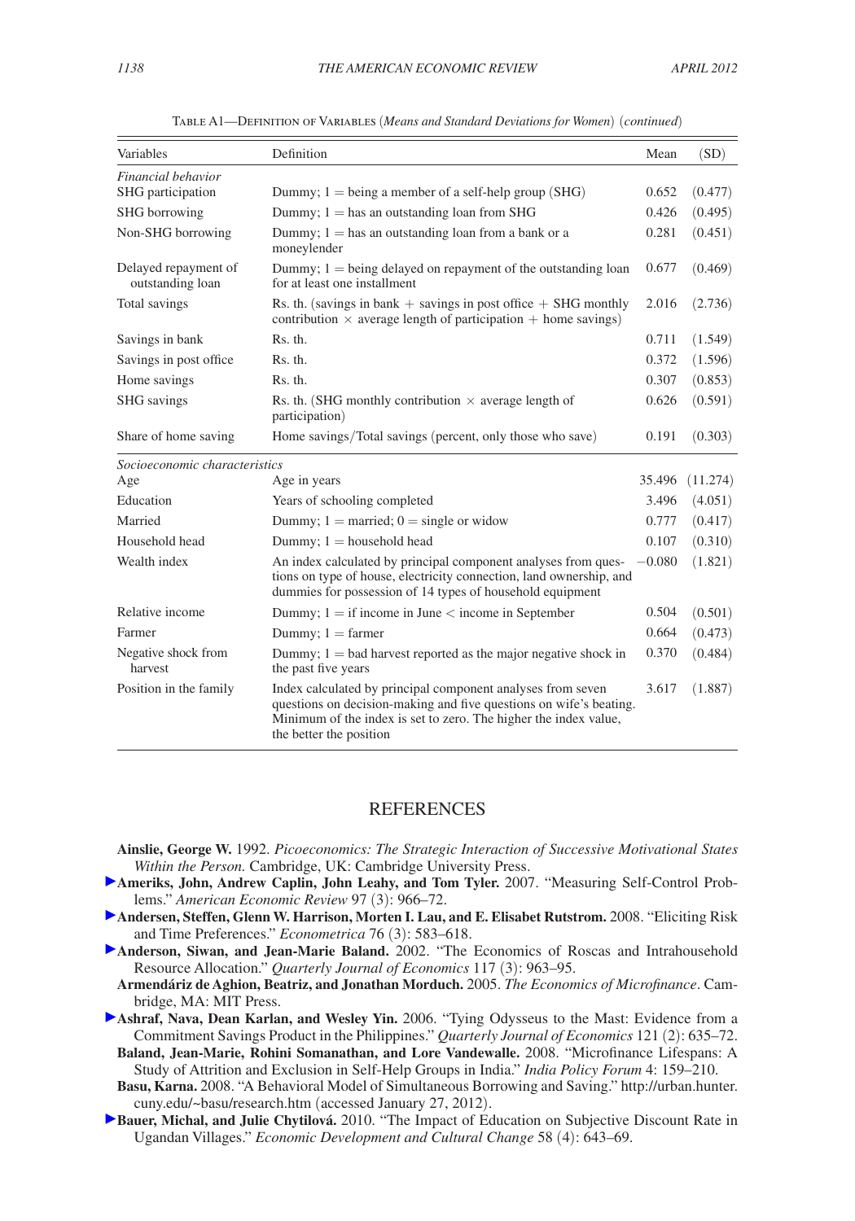Table A1—Definition of Variables (*Means and Standard Deviations for Women*) (*continued*)

| Variables | Definition | Mean | (SD) |
|---|---|---|---|
| *Financial behavior* | | | |
| SHG participation | Dummy; 1 = being a member of a self-help group (SHG) | 0.652 | (0.477) |
| SHG borrowing | Dummy; 1 = has an outstanding loan from SHG | 0.426 | (0.495) |
| Non-SHG borrowing | Dummy; 1 = has an outstanding loan from a bank or a moneylender | 0.281 | (0.451) |
| Delayed repayment of outstanding loan | Dummy; 1 = being delayed on repayment of the outstanding loan for at least one installment | 0.677 | (0.469) |
| Total savings | Rs. th. (savings in bank + savings in post office + SHG monthly contribution × average length of participation + home savings) | 2.016 | (2.736) |
| Savings in bank | Rs. th. | 0.711 | (1.549) |
| Savings in post office | Rs. th. | 0.372 | (1.596) |
| Home savings | Rs. th. | 0.307 | (0.853) |
| SHG savings | Rs. th. (SHG monthly contribution × average length of participation) | 0.626 | (0.591) |
| Share of home saving | Home savings/Total savings (percent, only those who save) | 0.191 | (0.303) |
| *Socioeconomic characteristics* | | | |
| Age | Age in years | 35.496 | (11.274) |
| Education | Years of schooling completed | 3.496 | (4.051) |
| Married | Dummy; 1 = married; 0 = single or widow | 0.777 | (0.417) |
| Household head | Dummy; 1 = household head | 0.107 | (0.310) |
| Wealth index | An index calculated by principal component analyses from questions on type of house, electricity connection, land ownership, and dummies for possession of 14 types of household equipment | −0.080 | (1.821) |
| Relative income | Dummy; 1 = if income in June < income in September | 0.504 | (0.501) |
| Farmer | Dummy; 1 = farmer | 0.664 | (0.473) |
| Negative shock from harvest | Dummy; 1 = bad harvest reported as the major negative shock in the past five years | 0.370 | (0.484) |
| Position in the family | Index calculated by principal component analyses from seven questions on decision-making and five questions on wife's beating. Minimum of the index is set to zero. The higher the index value, the better the position | 3.617 | (1.887) |

## REFERENCES

**Ainslie, George W.** 1992. *Picoeconomics: The Strategic Interaction of Successive Motivational States Within the Person.* Cambridge, UK: Cambridge University Press.

**Ameriks, John, Andrew Caplin, John Leahy, and Tom Tyler.** 2007. "Measuring Self-Control Problems." *American Economic Review* 97 (3): 966–72.

**Andersen, Steffen, Glenn W. Harrison, Morten I. Lau, and E. Elisabet Rutstrom.** 2008. "Eliciting Risk and Time Preferences." *Econometrica* 76 (3): 583–618.

**Anderson, Siwan, and Jean-Marie Baland.** 2002. "The Economics of Roscas and Intrahousehold Resource Allocation." *Quarterly Journal of Economics* 117 (3): 963–95.

**Armendáriz de Aghion, Beatriz, and Jonathan Morduch.** 2005. *The Economics of Microfinance*. Cambridge, MA: MIT Press.

**Ashraf, Nava, Dean Karlan, and Wesley Yin.** 2006. "Tying Odysseus to the Mast: Evidence from a Commitment Savings Product in the Philippines." *Quarterly Journal of Economics* 121 (2): 635–72.

**Baland, Jean-Marie, Rohini Somanathan, and Lore Vandewalle.** 2008. "Microfinance Lifespans: A Study of Attrition and Exclusion in Self-Help Groups in India." *India Policy Forum* 4: 159–210.

**Basu, Karna.** 2008. "A Behavioral Model of Simultaneous Borrowing and Saving." http://urban.hunter.cuny.edu/~basu/research.htm (accessed January 27, 2012).

**Bauer, Michal, and Julie Chytilová.** 2010. "The Impact of Education on Subjective Discount Rate in Ugandan Villages." *Economic Development and Cultural Change* 58 (4): 643–69.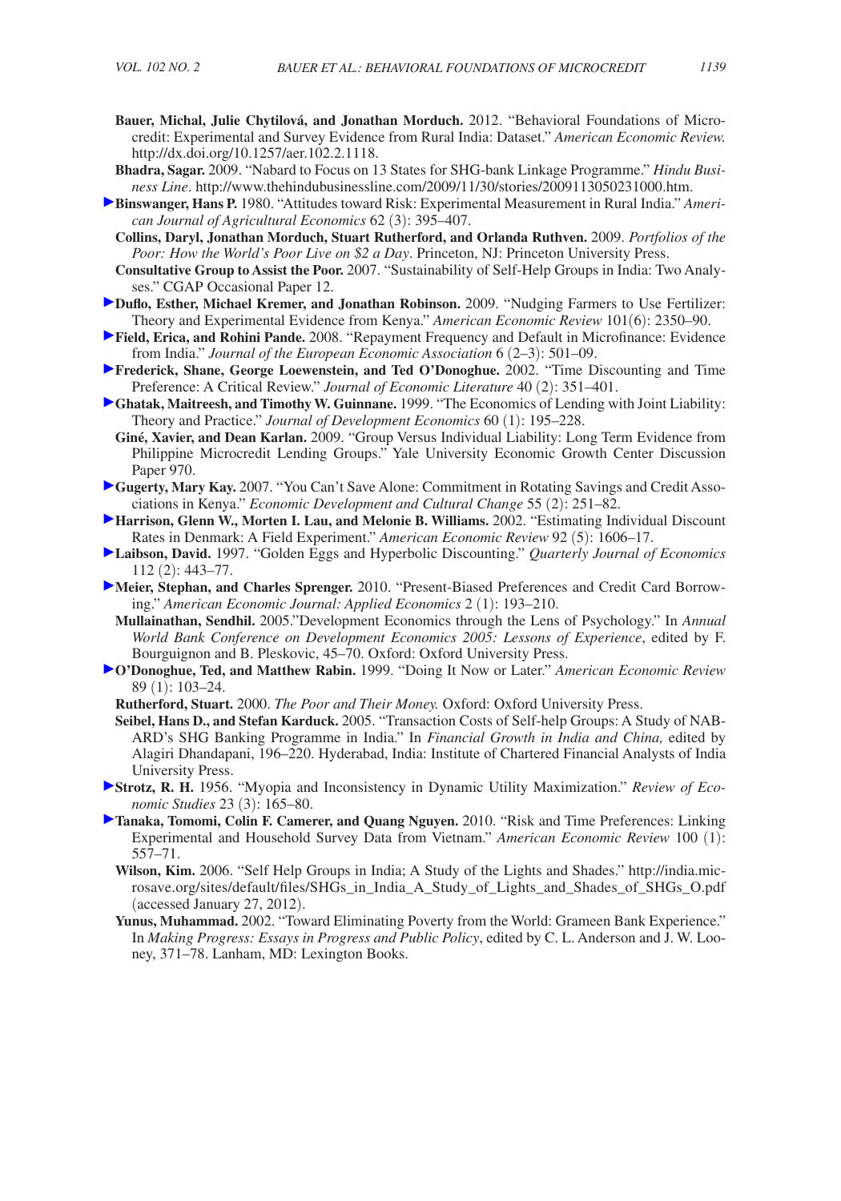**Bauer, Michal, Julie Chytilová, and Jonathan Morduch.** 2012. "Behavioral Foundations of Microcredit: Experimental and Survey Evidence from Rural India: Dataset." *American Economic Review.* http://dx.doi.org/10.1257/aer.102.2.1118.

**Bhadra, Sagar.** 2009. "Nabard to Focus on 13 States for SHG-bank Linkage Programme." *Hindu Business Line*. http://www.thehindubusinessline.com/2009/11/30/stories/2009113050231000.htm.

**Binswanger, Hans P.** 1980. "Attitudes toward Risk: Experimental Measurement in Rural India." *American Journal of Agricultural Economics* 62 (3): 395–407.

**Collins, Daryl, Jonathan Morduch, Stuart Rutherford, and Orlanda Ruthven.** 2009. *Portfolios of the Poor: How the World's Poor Live on $2 a Day*. Princeton, NJ: Princeton University Press.

**Consultative Group to Assist the Poor.** 2007. "Sustainability of Self-Help Groups in India: Two Analyses." CGAP Occasional Paper 12.

**Duflo, Esther, Michael Kremer, and Jonathan Robinson.** 2009. "Nudging Farmers to Use Fertilizer: Theory and Experimental Evidence from Kenya." *American Economic Review* 101(6): 2350–90.

**Field, Erica, and Rohini Pande.** 2008. "Repayment Frequency and Default in Microfinance: Evidence from India." *Journal of the European Economic Association* 6 (2–3): 501–09.

**Frederick, Shane, George Loewenstein, and Ted O'Donoghue.** 2002. "Time Discounting and Time Preference: A Critical Review." *Journal of Economic Literature* 40 (2): 351–401.

**Ghatak, Maitreesh, and Timothy W. Guinnane.** 1999. "The Economics of Lending with Joint Liability: Theory and Practice." *Journal of Development Economics* 60 (1): 195–228.

**Giné, Xavier, and Dean Karlan.** 2009. "Group Versus Individual Liability: Long Term Evidence from Philippine Microcredit Lending Groups." Yale University Economic Growth Center Discussion Paper 970.

**Gugerty, Mary Kay.** 2007. "You Can't Save Alone: Commitment in Rotating Savings and Credit Associations in Kenya." *Economic Development and Cultural Change* 55 (2): 251–82.

**Harrison, Glenn W., Morten I. Lau, and Melonie B. Williams.** 2002. "Estimating Individual Discount Rates in Denmark: A Field Experiment." *American Economic Review* 92 (5): 1606–17.

**Laibson, David.** 1997. "Golden Eggs and Hyperbolic Discounting." *Quarterly Journal of Economics* 112 (2): 443–77.

**Meier, Stephan, and Charles Sprenger.** 2010. "Present-Biased Preferences and Credit Card Borrowing." *American Economic Journal: Applied Economics* 2 (1): 193–210.

**Mullainathan, Sendhil.** 2005."Development Economics through the Lens of Psychology." In *Annual World Bank Conference on Development Economics 2005: Lessons of Experience*, edited by F. Bourguignon and B. Pleskovic, 45–70. Oxford: Oxford University Press.

**O'Donoghue, Ted, and Matthew Rabin.** 1999. "Doing It Now or Later." *American Economic Review* 89 (1): 103–24.

**Rutherford, Stuart.** 2000. *The Poor and Their Money.* Oxford: Oxford University Press.

**Seibel, Hans D., and Stefan Karduck.** 2005. "Transaction Costs of Self-help Groups: A Study of NABARD's SHG Banking Programme in India." In *Financial Growth in India and China,* edited by Alagiri Dhandapani, 196–220. Hyderabad, India: Institute of Chartered Financial Analysts of India University Press.

**Strotz, R. H.** 1956. "Myopia and Inconsistency in Dynamic Utility Maximization." *Review of Economic Studies* 23 (3): 165–80.

**Tanaka, Tomomi, Colin F. Camerer, and Quang Nguyen.** 2010. "Risk and Time Preferences: Linking Experimental and Household Survey Data from Vietnam." *American Economic Review* 100 (1): 557–71.

**Wilson, Kim.** 2006. "Self Help Groups in India; A Study of the Lights and Shades." http://india.microsave.org/sites/default/files/SHGs_in_India_A_Study_of_Lights_and_Shades_of_SHGs_O.pdf (accessed January 27, 2012).

**Yunus, Muhammad.** 2002. "Toward Eliminating Poverty from the World: Grameen Bank Experience." In *Making Progress: Essays in Progress and Public Policy*, edited by C. L. Anderson and J. W. Looney, 371–78. Lanham, MD: Lexington Books.